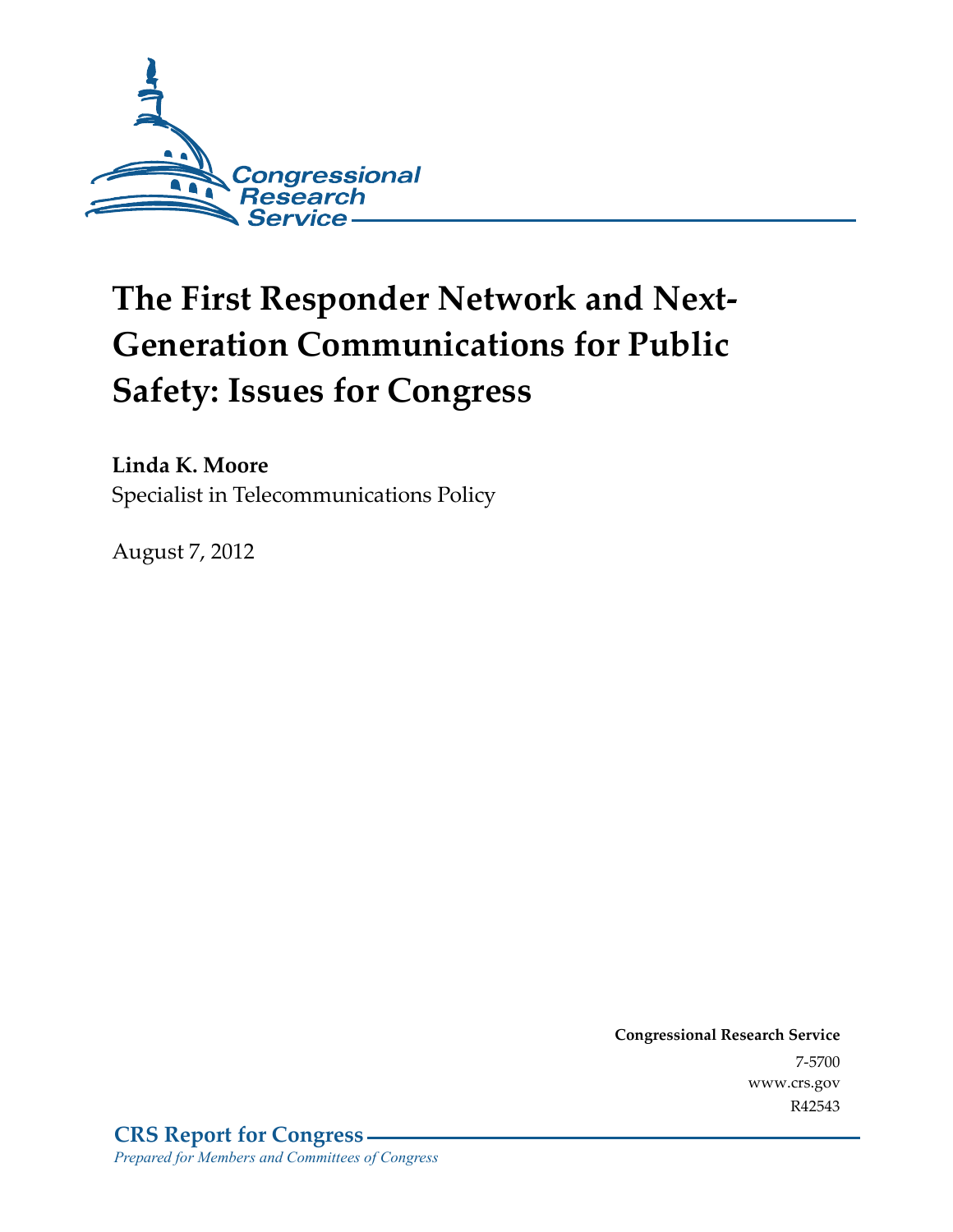Congressional Research Service

# The First Responder Network and Next-Generation Communications for Public Safety: Issues for Congress

**Linda K. Moore**
Specialist in Telecommunications Policy

August 7, 2012

**Congressional Research Service**
7-5700
www.crs.gov
R42543

**CRS Report for Congress**
*Prepared for Members and Committees of Congress*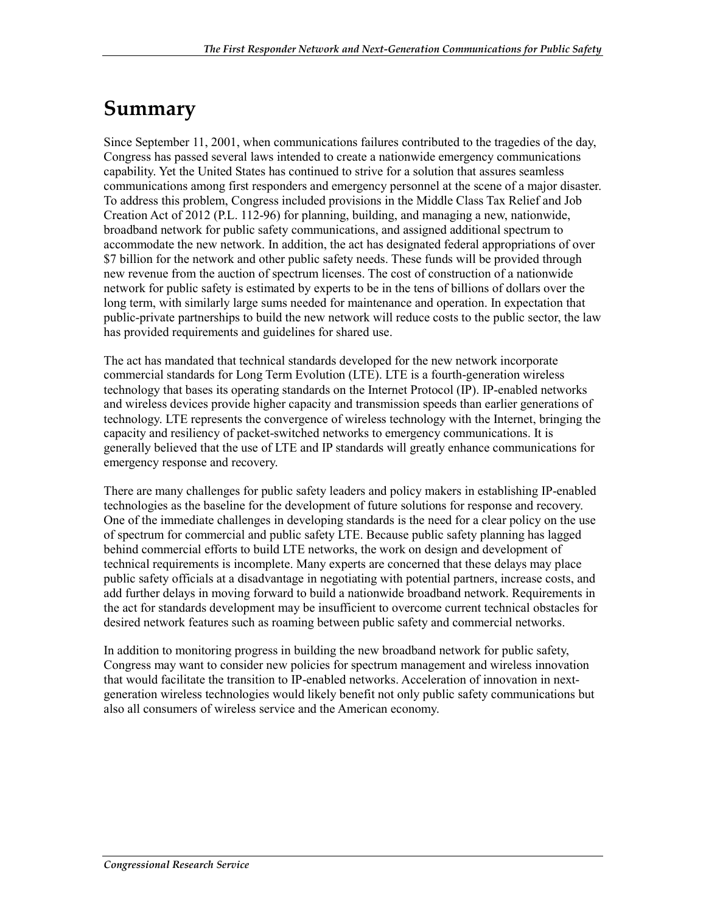# Summary

Since September 11, 2001, when communications failures contributed to the tragedies of the day, Congress has passed several laws intended to create a nationwide emergency communications capability. Yet the United States has continued to strive for a solution that assures seamless communications among first responders and emergency personnel at the scene of a major disaster. To address this problem, Congress included provisions in the Middle Class Tax Relief and Job Creation Act of 2012 (P.L. 112-96) for planning, building, and managing a new, nationwide, broadband network for public safety communications, and assigned additional spectrum to accommodate the new network. In addition, the act has designated federal appropriations of over $7 billion for the network and other public safety needs. These funds will be provided through new revenue from the auction of spectrum licenses. The cost of construction of a nationwide network for public safety is estimated by experts to be in the tens of billions of dollars over the long term, with similarly large sums needed for maintenance and operation. In expectation that public-private partnerships to build the new network will reduce costs to the public sector, the law has provided requirements and guidelines for shared use.

The act has mandated that technical standards developed for the new network incorporate commercial standards for Long Term Evolution (LTE). LTE is a fourth-generation wireless technology that bases its operating standards on the Internet Protocol (IP). IP-enabled networks and wireless devices provide higher capacity and transmission speeds than earlier generations of technology. LTE represents the convergence of wireless technology with the Internet, bringing the capacity and resiliency of packet-switched networks to emergency communications. It is generally believed that the use of LTE and IP standards will greatly enhance communications for emergency response and recovery.

There are many challenges for public safety leaders and policy makers in establishing IP-enabled technologies as the baseline for the development of future solutions for response and recovery. One of the immediate challenges in developing standards is the need for a clear policy on the use of spectrum for commercial and public safety LTE. Because public safety planning has lagged behind commercial efforts to build LTE networks, the work on design and development of technical requirements is incomplete. Many experts are concerned that these delays may place public safety officials at a disadvantage in negotiating with potential partners, increase costs, and add further delays in moving forward to build a nationwide broadband network. Requirements in the act for standards development may be insufficient to overcome current technical obstacles for desired network features such as roaming between public safety and commercial networks.

In addition to monitoring progress in building the new broadband network for public safety, Congress may want to consider new policies for spectrum management and wireless innovation that would facilitate the transition to IP-enabled networks. Acceleration of innovation in next-generation wireless technologies would likely benefit not only public safety communications but also all consumers of wireless service and the American economy.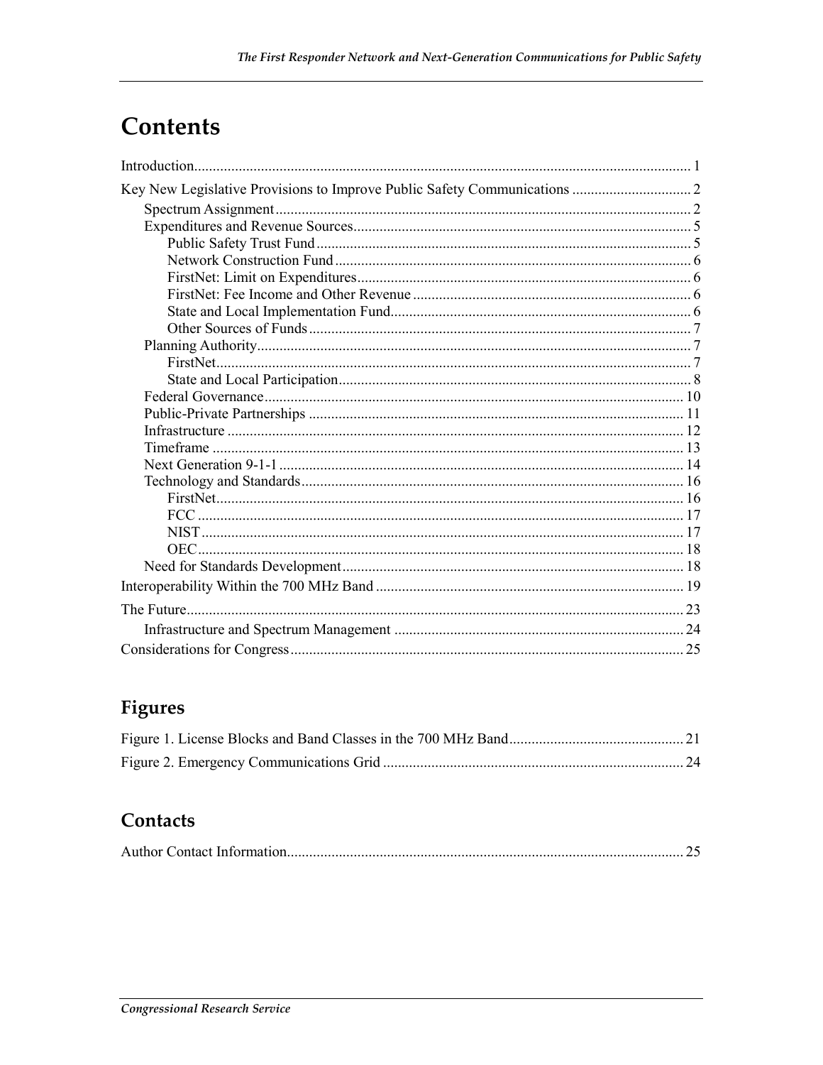# Contents

Introduction..................................................................................................................................... 1

Key New Legislative Provisions to Improve Public Safety Communications ................................ 2

- Spectrum Assignment.............................................................................................................. 2
- Expenditures and Revenue Sources.......................................................................................... 5
  - Public Safety Trust Fund.................................................................................................... 5
  - Network Construction Fund............................................................................................... 6
  - FirstNet: Limit on Expenditures......................................................................................... 6
  - FirstNet: Fee Income and Other Revenue.......................................................................... 6
  - State and Local Implementation Fund................................................................................ 6
  - Other Sources of Funds...................................................................................................... 7
- Planning Authority................................................................................................................... 7
  - FirstNet............................................................................................................................... 7
  - State and Local Participation.............................................................................................. 8
- Federal Governance................................................................................................................ 10
- Public-Private Partnerships .................................................................................................... 11
- Infrastructure .......................................................................................................................... 12
- Timeframe ............................................................................................................................. 13
- Next Generation 9-1-1 ............................................................................................................ 14
- Technology and Standards...................................................................................................... 16
  - FirstNet............................................................................................................................. 16
  - FCC .................................................................................................................................. 17
  - NIST................................................................................................................................. 17
  - OEC.................................................................................................................................. 18
- Need for Standards Development........................................................................................... 18

Interoperability Within the 700 MHz Band .................................................................................. 19

The Future..................................................................................................................................... 23

- Infrastructure and Spectrum Management ............................................................................. 24

Considerations for Congress......................................................................................................... 25

## Figures

Figure 1. License Blocks and Band Classes in the 700 MHz Band............................................... 21

Figure 2. Emergency Communications Grid ................................................................................ 24

## Contacts

Author Contact Information.......................................................................................................... 25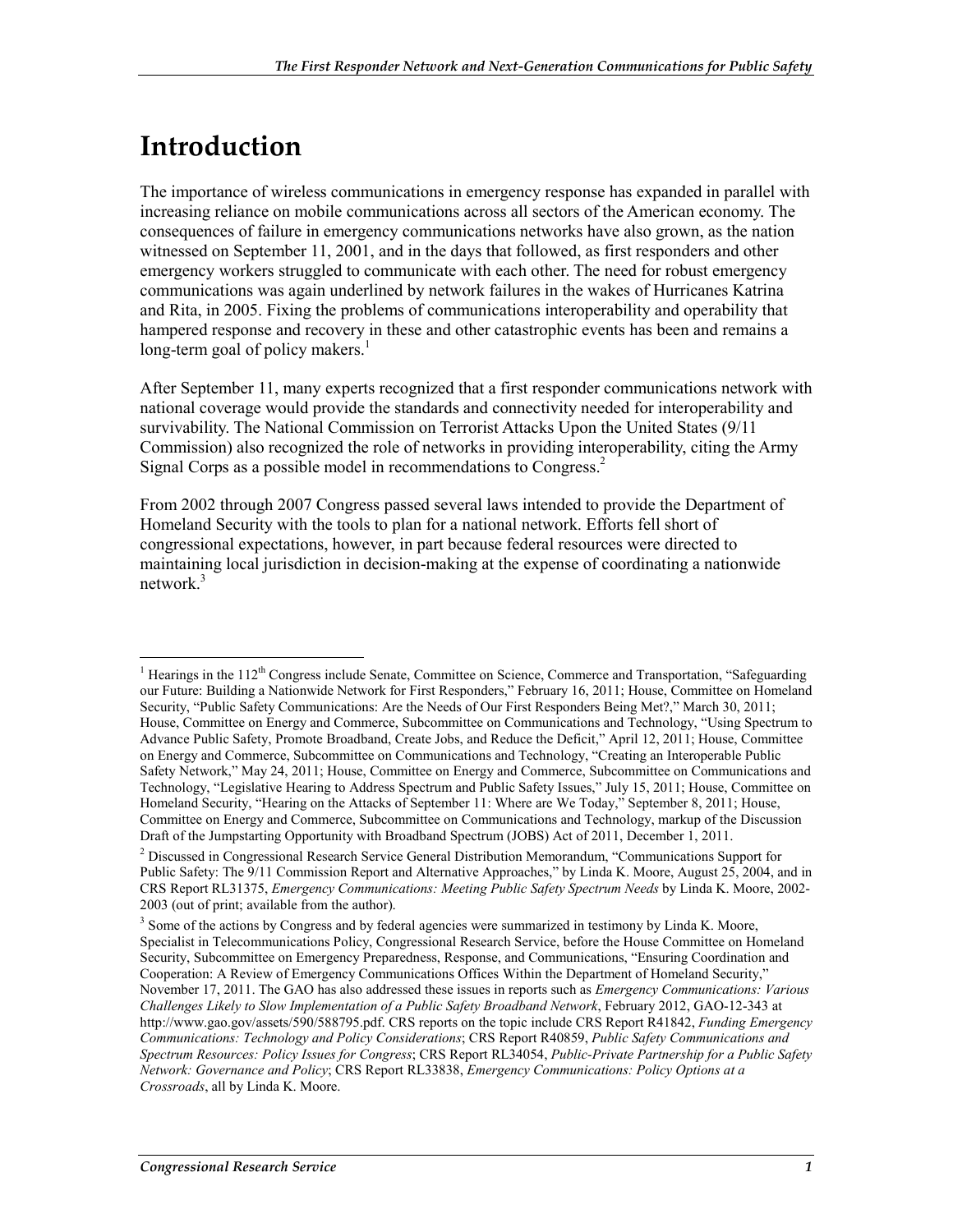# Introduction

The importance of wireless communications in emergency response has expanded in parallel with increasing reliance on mobile communications across all sectors of the American economy. The consequences of failure in emergency communications networks have also grown, as the nation witnessed on September 11, 2001, and in the days that followed, as first responders and other emergency workers struggled to communicate with each other. The need for robust emergency communications was again underlined by network failures in the wakes of Hurricanes Katrina and Rita, in 2005. Fixing the problems of communications interoperability and operability that hampered response and recovery in these and other catastrophic events has been and remains a long-term goal of policy makers.[1]

After September 11, many experts recognized that a first responder communications network with national coverage would provide the standards and connectivity needed for interoperability and survivability. The National Commission on Terrorist Attacks Upon the United States (9/11 Commission) also recognized the role of networks in providing interoperability, citing the Army Signal Corps as a possible model in recommendations to Congress.[2]

From 2002 through 2007 Congress passed several laws intended to provide the Department of Homeland Security with the tools to plan for a national network. Efforts fell short of congressional expectations, however, in part because federal resources were directed to maintaining local jurisdiction in decision-making at the expense of coordinating a nationwide network.[3]

---

[1] Hearings in the 112th Congress include Senate, Committee on Science, Commerce and Transportation, "Safeguarding our Future: Building a Nationwide Network for First Responders," February 16, 2011; House, Committee on Homeland Security, "Public Safety Communications: Are the Needs of Our First Responders Being Met?," March 30, 2011; House, Committee on Energy and Commerce, Subcommittee on Communications and Technology, "Using Spectrum to Advance Public Safety, Promote Broadband, Create Jobs, and Reduce the Deficit," April 12, 2011; House, Committee on Energy and Commerce, Subcommittee on Communications and Technology, "Creating an Interoperable Public Safety Network," May 24, 2011; House, Committee on Energy and Commerce, Subcommittee on Communications and Technology, "Legislative Hearing to Address Spectrum and Public Safety Issues," July 15, 2011; House, Committee on Homeland Security, "Hearing on the Attacks of September 11: Where are We Today," September 8, 2011; House, Committee on Energy and Commerce, Subcommittee on Communications and Technology, markup of the Discussion Draft of the Jumpstarting Opportunity with Broadband Spectrum (JOBS) Act of 2011, December 1, 2011.

[2] Discussed in Congressional Research Service General Distribution Memorandum, "Communications Support for Public Safety: The 9/11 Commission Report and Alternative Approaches," by Linda K. Moore, August 25, 2004, and in CRS Report RL31375, *Emergency Communications: Meeting Public Safety Spectrum Needs* by Linda K. Moore, 2002-2003 (out of print; available from the author).

[3] Some of the actions by Congress and by federal agencies were summarized in testimony by Linda K. Moore, Specialist in Telecommunications Policy, Congressional Research Service, before the House Committee on Homeland Security, Subcommittee on Emergency Preparedness, Response, and Communications, "Ensuring Coordination and Cooperation: A Review of Emergency Communications Offices Within the Department of Homeland Security," November 17, 2011. The GAO has also addressed these issues in reports such as *Emergency Communications: Various Challenges Likely to Slow Implementation of a Public Safety Broadband Network*, February 2012, GAO-12-343 at http://www.gao.gov/assets/590/588795.pdf. CRS reports on the topic include CRS Report R41842, *Funding Emergency Communications: Technology and Policy Considerations*; CRS Report R40859, *Public Safety Communications and Spectrum Resources: Policy Issues for Congress*; CRS Report RL34054, *Public-Private Partnership for a Public Safety Network: Governance and Policy*; CRS Report RL33838, *Emergency Communications: Policy Options at a Crossroads*, all by Linda K. Moore.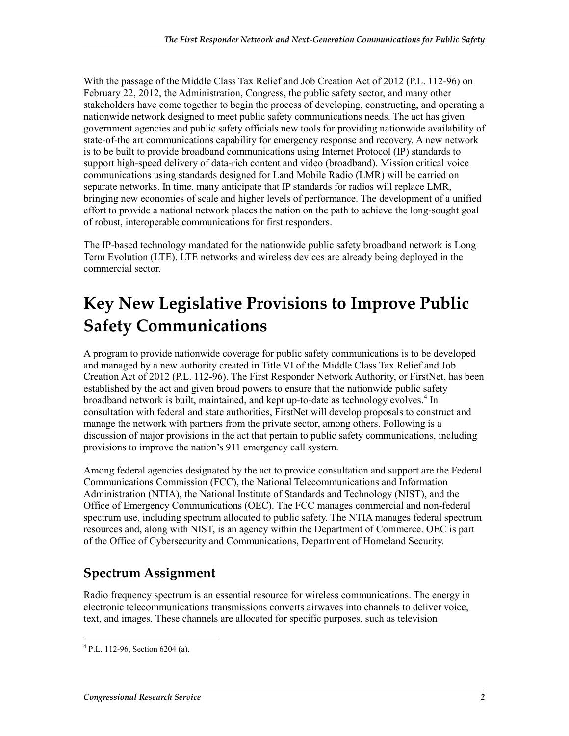With the passage of the Middle Class Tax Relief and Job Creation Act of 2012 (P.L. 112-96) on February 22, 2012, the Administration, Congress, the public safety sector, and many other stakeholders have come together to begin the process of developing, constructing, and operating a nationwide network designed to meet public safety communications needs. The act has given government agencies and public safety officials new tools for providing nationwide availability of state-of-the art communications capability for emergency response and recovery. A new network is to be built to provide broadband communications using Internet Protocol (IP) standards to support high-speed delivery of data-rich content and video (broadband). Mission critical voice communications using standards designed for Land Mobile Radio (LMR) will be carried on separate networks. In time, many anticipate that IP standards for radios will replace LMR, bringing new economies of scale and higher levels of performance. The development of a unified effort to provide a national network places the nation on the path to achieve the long-sought goal of robust, interoperable communications for first responders.

The IP-based technology mandated for the nationwide public safety broadband network is Long Term Evolution (LTE). LTE networks and wireless devices are already being deployed in the commercial sector.

# Key New Legislative Provisions to Improve Public Safety Communications

A program to provide nationwide coverage for public safety communications is to be developed and managed by a new authority created in Title VI of the Middle Class Tax Relief and Job Creation Act of 2012 (P.L. 112-96). The First Responder Network Authority, or FirstNet, has been established by the act and given broad powers to ensure that the nationwide public safety broadband network is built, maintained, and kept up-to-date as technology evolves.[4] In consultation with federal and state authorities, FirstNet will develop proposals to construct and manage the network with partners from the private sector, among others. Following is a discussion of major provisions in the act that pertain to public safety communications, including provisions to improve the nation's 911 emergency call system.

Among federal agencies designated by the act to provide consultation and support are the Federal Communications Commission (FCC), the National Telecommunications and Information Administration (NTIA), the National Institute of Standards and Technology (NIST), and the Office of Emergency Communications (OEC). The FCC manages commercial and non-federal spectrum use, including spectrum allocated to public safety. The NTIA manages federal spectrum resources and, along with NIST, is an agency within the Department of Commerce. OEC is part of the Office of Cybersecurity and Communications, Department of Homeland Security.

## Spectrum Assignment

Radio frequency spectrum is an essential resource for wireless communications. The energy in electronic telecommunications transmissions converts airwaves into channels to deliver voice, text, and images. These channels are allocated for specific purposes, such as television

[4] P.L. 112-96, Section 6204 (a).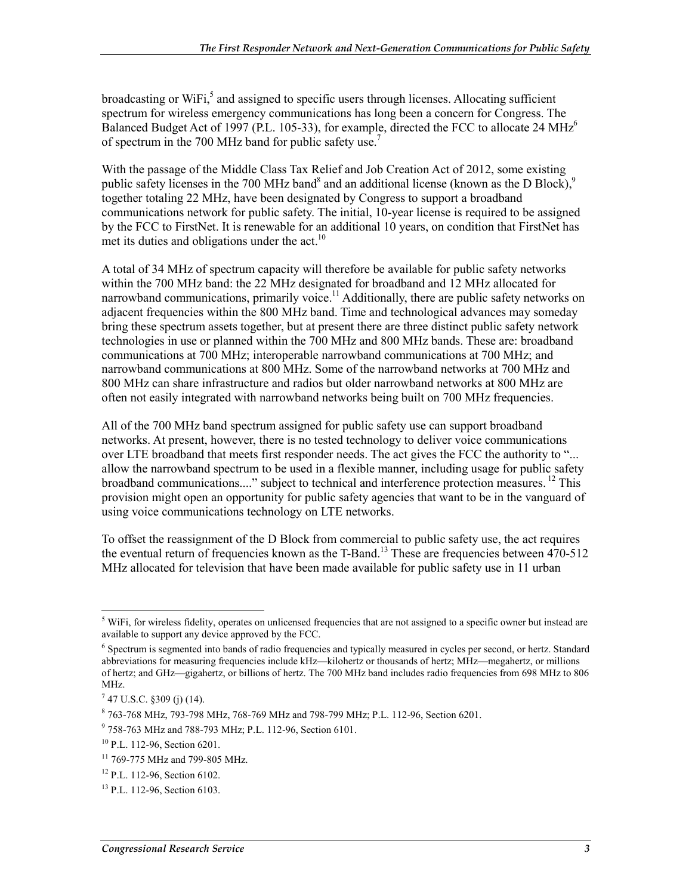broadcasting or WiFi,[5] and assigned to specific users through licenses. Allocating sufficient spectrum for wireless emergency communications has long been a concern for Congress. The Balanced Budget Act of 1997 (P.L. 105-33), for example, directed the FCC to allocate 24 MHz[6] of spectrum in the 700 MHz band for public safety use.[7]

With the passage of the Middle Class Tax Relief and Job Creation Act of 2012, some existing public safety licenses in the 700 MHz band[8] and an additional license (known as the D Block),[9] together totaling 22 MHz, have been designated by Congress to support a broadband communications network for public safety. The initial, 10-year license is required to be assigned by the FCC to FirstNet. It is renewable for an additional 10 years, on condition that FirstNet has met its duties and obligations under the act.[10]

A total of 34 MHz of spectrum capacity will therefore be available for public safety networks within the 700 MHz band: the 22 MHz designated for broadband and 12 MHz allocated for narrowband communications, primarily voice.[11] Additionally, there are public safety networks on adjacent frequencies within the 800 MHz band. Time and technological advances may someday bring these spectrum assets together, but at present there are three distinct public safety network technologies in use or planned within the 700 MHz and 800 MHz bands. These are: broadband communications at 700 MHz; interoperable narrowband communications at 700 MHz; and narrowband communications at 800 MHz. Some of the narrowband networks at 700 MHz and 800 MHz can share infrastructure and radios but older narrowband networks at 800 MHz are often not easily integrated with narrowband networks being built on 700 MHz frequencies.

All of the 700 MHz band spectrum assigned for public safety use can support broadband networks. At present, however, there is no tested technology to deliver voice communications over LTE broadband that meets first responder needs. The act gives the FCC the authority to "... allow the narrowband spectrum to be used in a flexible manner, including usage for public safety broadband communications...." subject to technical and interference protection measures.[12] This provision might open an opportunity for public safety agencies that want to be in the vanguard of using voice communications technology on LTE networks.

To offset the reassignment of the D Block from commercial to public safety use, the act requires the eventual return of frequencies known as the T-Band.[13] These are frequencies between 470-512 MHz allocated for television that have been made available for public safety use in 11 urban

---

[5] WiFi, for wireless fidelity, operates on unlicensed frequencies that are not assigned to a specific owner but instead are available to support any device approved by the FCC.

[6] Spectrum is segmented into bands of radio frequencies and typically measured in cycles per second, or hertz. Standard abbreviations for measuring frequencies include kHz—kilohertz or thousands of hertz; MHz—megahertz, or millions of hertz; and GHz—gigahertz, or billions of hertz. The 700 MHz band includes radio frequencies from 698 MHz to 806 MHz.

[7] 47 U.S.C. §309 (j) (14).

[8] 763-768 MHz, 793-798 MHz, 768-769 MHz and 798-799 MHz; P.L. 112-96, Section 6201.

[9] 758-763 MHz and 788-793 MHz; P.L. 112-96, Section 6101.

[10] P.L. 112-96, Section 6201.

[11] 769-775 MHz and 799-805 MHz.

[12] P.L. 112-96, Section 6102.

[13] P.L. 112-96, Section 6103.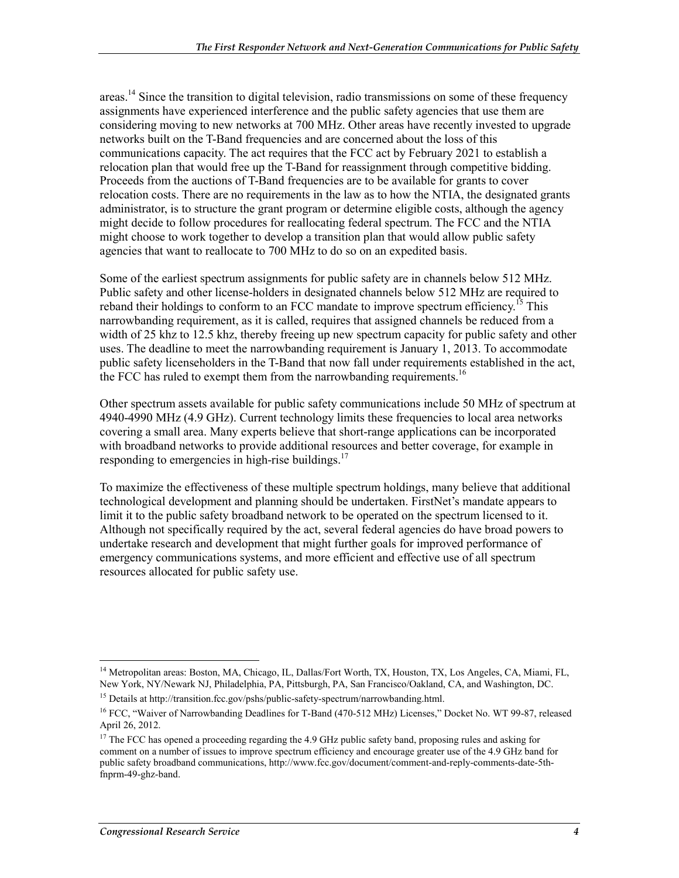areas.[14] Since the transition to digital television, radio transmissions on some of these frequency assignments have experienced interference and the public safety agencies that use them are considering moving to new networks at 700 MHz. Other areas have recently invested to upgrade networks built on the T-Band frequencies and are concerned about the loss of this communications capacity. The act requires that the FCC act by February 2021 to establish a relocation plan that would free up the T-Band for reassignment through competitive bidding. Proceeds from the auctions of T-Band frequencies are to be available for grants to cover relocation costs. There are no requirements in the law as to how the NTIA, the designated grants administrator, is to structure the grant program or determine eligible costs, although the agency might decide to follow procedures for reallocating federal spectrum. The FCC and the NTIA might choose to work together to develop a transition plan that would allow public safety agencies that want to reallocate to 700 MHz to do so on an expedited basis.

Some of the earliest spectrum assignments for public safety are in channels below 512 MHz. Public safety and other license-holders in designated channels below 512 MHz are required to reband their holdings to conform to an FCC mandate to improve spectrum efficiency.[15] This narrowbanding requirement, as it is called, requires that assigned channels be reduced from a width of 25 khz to 12.5 khz, thereby freeing up new spectrum capacity for public safety and other uses. The deadline to meet the narrowbanding requirement is January 1, 2013. To accommodate public safety licenseholders in the T-Band that now fall under requirements established in the act, the FCC has ruled to exempt them from the narrowbanding requirements.[16]

Other spectrum assets available for public safety communications include 50 MHz of spectrum at 4940-4990 MHz (4.9 GHz). Current technology limits these frequencies to local area networks covering a small area. Many experts believe that short-range applications can be incorporated with broadband networks to provide additional resources and better coverage, for example in responding to emergencies in high-rise buildings.[17]

To maximize the effectiveness of these multiple spectrum holdings, many believe that additional technological development and planning should be undertaken. FirstNet's mandate appears to limit it to the public safety broadband network to be operated on the spectrum licensed to it. Although not specifically required by the act, several federal agencies do have broad powers to undertake research and development that might further goals for improved performance of emergency communications systems, and more efficient and effective use of all spectrum resources allocated for public safety use.

---

[14] Metropolitan areas: Boston, MA, Chicago, IL, Dallas/Fort Worth, TX, Houston, TX, Los Angeles, CA, Miami, FL, New York, NY/Newark NJ, Philadelphia, PA, Pittsburgh, PA, San Francisco/Oakland, CA, and Washington, DC.

[15] Details at http://transition.fcc.gov/pshs/public-safety-spectrum/narrowbanding.html.

[16] FCC, "Waiver of Narrowbanding Deadlines for T-Band (470-512 MHz) Licenses," Docket No. WT 99-87, released April 26, 2012.

[17] The FCC has opened a proceeding regarding the 4.9 GHz public safety band, proposing rules and asking for comment on a number of issues to improve spectrum efficiency and encourage greater use of the 4.9 GHz band for public safety broadband communications, http://www.fcc.gov/document/comment-and-reply-comments-date-5th-fnprm-49-ghz-band.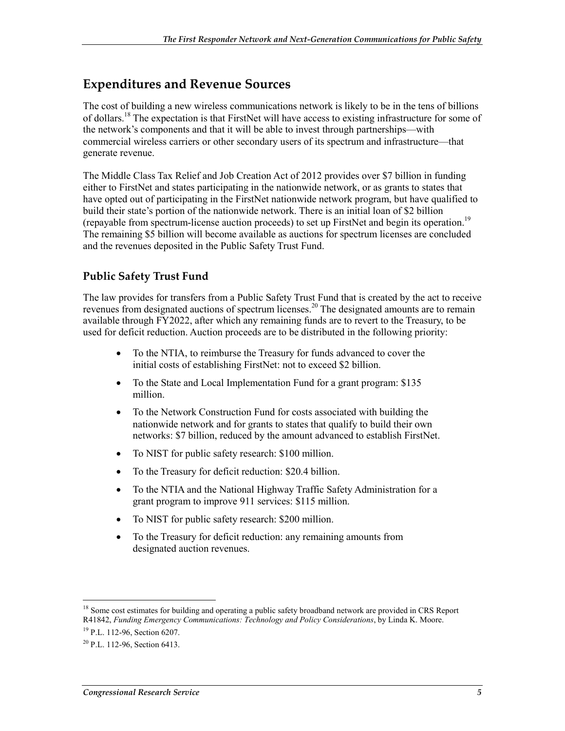## Expenditures and Revenue Sources

The cost of building a new wireless communications network is likely to be in the tens of billions of dollars.[18] The expectation is that FirstNet will have access to existing infrastructure for some of the network's components and that it will be able to invest through partnerships—with commercial wireless carriers or other secondary users of its spectrum and infrastructure—that generate revenue.

The Middle Class Tax Relief and Job Creation Act of 2012 provides over $7 billion in funding either to FirstNet and states participating in the nationwide network, or as grants to states that have opted out of participating in the FirstNet nationwide network program, but have qualified to build their state's portion of the nationwide network. There is an initial loan of $2 billion (repayable from spectrum-license auction proceeds) to set up FirstNet and begin its operation.[19] The remaining $5 billion will become available as auctions for spectrum licenses are concluded and the revenues deposited in the Public Safety Trust Fund.

### Public Safety Trust Fund

The law provides for transfers from a Public Safety Trust Fund that is created by the act to receive revenues from designated auctions of spectrum licenses.[20] The designated amounts are to remain available through FY2022, after which any remaining funds are to revert to the Treasury, to be used for deficit reduction. Auction proceeds are to be distributed in the following priority:

- To the NTIA, to reimburse the Treasury for funds advanced to cover the initial costs of establishing FirstNet: not to exceed $2 billion.
- To the State and Local Implementation Fund for a grant program: $135 million.
- To the Network Construction Fund for costs associated with building the nationwide network and for grants to states that qualify to build their own networks: $7 billion, reduced by the amount advanced to establish FirstNet.
- To NIST for public safety research: $100 million.
- To the Treasury for deficit reduction: $20.4 billion.
- To the NTIA and the National Highway Traffic Safety Administration for a grant program to improve 911 services: $115 million.
- To NIST for public safety research: $200 million.
- To the Treasury for deficit reduction: any remaining amounts from designated auction revenues.

---

[18] Some cost estimates for building and operating a public safety broadband network are provided in CRS Report R41842, *Funding Emergency Communications: Technology and Policy Considerations*, by Linda K. Moore.

[19] P.L. 112-96, Section 6207.

[20] P.L. 112-96, Section 6413.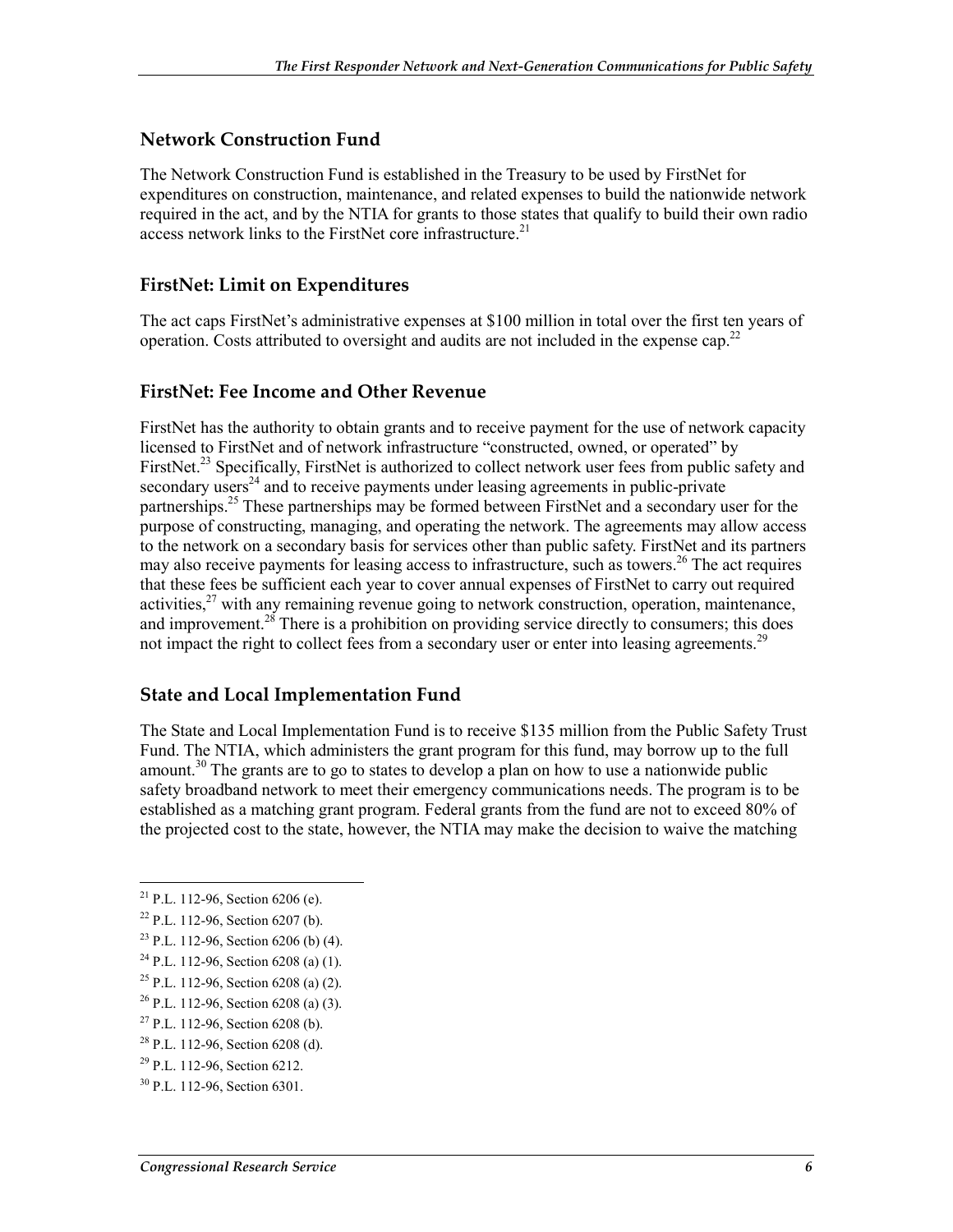## Network Construction Fund

The Network Construction Fund is established in the Treasury to be used by FirstNet for expenditures on construction, maintenance, and related expenses to build the nationwide network required in the act, and by the NTIA for grants to those states that qualify to build their own radio access network links to the FirstNet core infrastructure.[21]

## FirstNet: Limit on Expenditures

The act caps FirstNet's administrative expenses at $100 million in total over the first ten years of operation. Costs attributed to oversight and audits are not included in the expense cap.[22]

## FirstNet: Fee Income and Other Revenue

FirstNet has the authority to obtain grants and to receive payment for the use of network capacity licensed to FirstNet and of network infrastructure "constructed, owned, or operated" by FirstNet.[23] Specifically, FirstNet is authorized to collect network user fees from public safety and secondary users[24] and to receive payments under leasing agreements in public-private partnerships.[25] These partnerships may be formed between FirstNet and a secondary user for the purpose of constructing, managing, and operating the network. The agreements may allow access to the network on a secondary basis for services other than public safety. FirstNet and its partners may also receive payments for leasing access to infrastructure, such as towers.[26] The act requires that these fees be sufficient each year to cover annual expenses of FirstNet to carry out required activities,[27] with any remaining revenue going to network construction, operation, maintenance, and improvement.[28] There is a prohibition on providing service directly to consumers; this does not impact the right to collect fees from a secondary user or enter into leasing agreements.[29]

## State and Local Implementation Fund

The State and Local Implementation Fund is to receive $135 million from the Public Safety Trust Fund. The NTIA, which administers the grant program for this fund, may borrow up to the full amount.[30] The grants are to go to states to develop a plan on how to use a nationwide public safety broadband network to meet their emergency communications needs. The program is to be established as a matching grant program. Federal grants from the fund are not to exceed 80% of the projected cost to the state, however, the NTIA may make the decision to waive the matching

---

[21] P.L. 112-96, Section 6206 (e).

[22] P.L. 112-96, Section 6207 (b).

[23] P.L. 112-96, Section 6206 (b) (4).

[24] P.L. 112-96, Section 6208 (a) (1).

[25] P.L. 112-96, Section 6208 (a) (2).

[26] P.L. 112-96, Section 6208 (a) (3).

[27] P.L. 112-96, Section 6208 (b).

[28] P.L. 112-96, Section 6208 (d).

[29] P.L. 112-96, Section 6212.

[30] P.L. 112-96, Section 6301.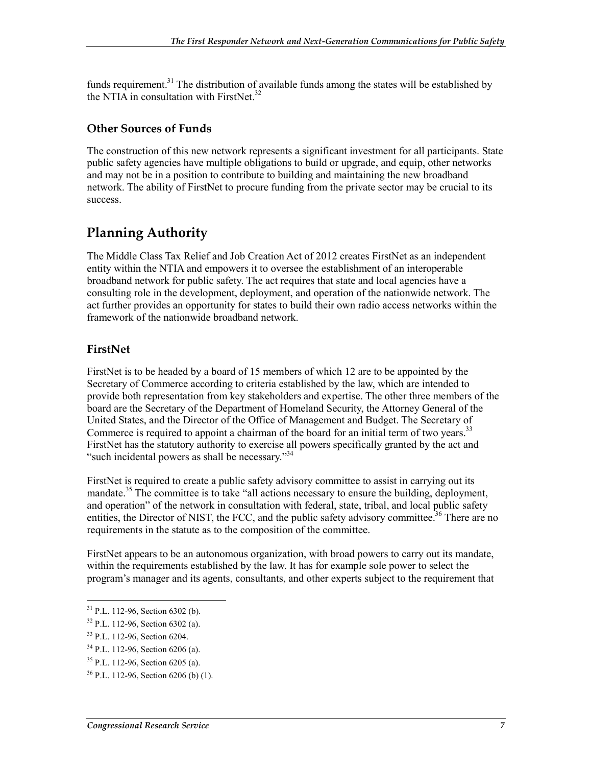funds requirement.[31] The distribution of available funds among the states will be established by the NTIA in consultation with FirstNet.[32]

### Other Sources of Funds

The construction of this new network represents a significant investment for all participants. State public safety agencies have multiple obligations to build or upgrade, and equip, other networks and may not be in a position to contribute to building and maintaining the new broadband network. The ability of FirstNet to procure funding from the private sector may be crucial to its success.

## Planning Authority

The Middle Class Tax Relief and Job Creation Act of 2012 creates FirstNet as an independent entity within the NTIA and empowers it to oversee the establishment of an interoperable broadband network for public safety. The act requires that state and local agencies have a consulting role in the development, deployment, and operation of the nationwide network. The act further provides an opportunity for states to build their own radio access networks within the framework of the nationwide broadband network.

### FirstNet

FirstNet is to be headed by a board of 15 members of which 12 are to be appointed by the Secretary of Commerce according to criteria established by the law, which are intended to provide both representation from key stakeholders and expertise. The other three members of the board are the Secretary of the Department of Homeland Security, the Attorney General of the United States, and the Director of the Office of Management and Budget. The Secretary of Commerce is required to appoint a chairman of the board for an initial term of two years.[33] FirstNet has the statutory authority to exercise all powers specifically granted by the act and "such incidental powers as shall be necessary."[34]

FirstNet is required to create a public safety advisory committee to assist in carrying out its mandate.[35] The committee is to take "all actions necessary to ensure the building, deployment, and operation" of the network in consultation with federal, state, tribal, and local public safety entities, the Director of NIST, the FCC, and the public safety advisory committee.[36] There are no requirements in the statute as to the composition of the committee.

FirstNet appears to be an autonomous organization, with broad powers to carry out its mandate, within the requirements established by the law. It has for example sole power to select the program's manager and its agents, consultants, and other experts subject to the requirement that

---

[31] P.L. 112-96, Section 6302 (b).

[32] P.L. 112-96, Section 6302 (a).

[33] P.L. 112-96, Section 6204.

[34] P.L. 112-96, Section 6206 (a).

[35] P.L. 112-96, Section 6205 (a).

[36] P.L. 112-96, Section 6206 (b) (1).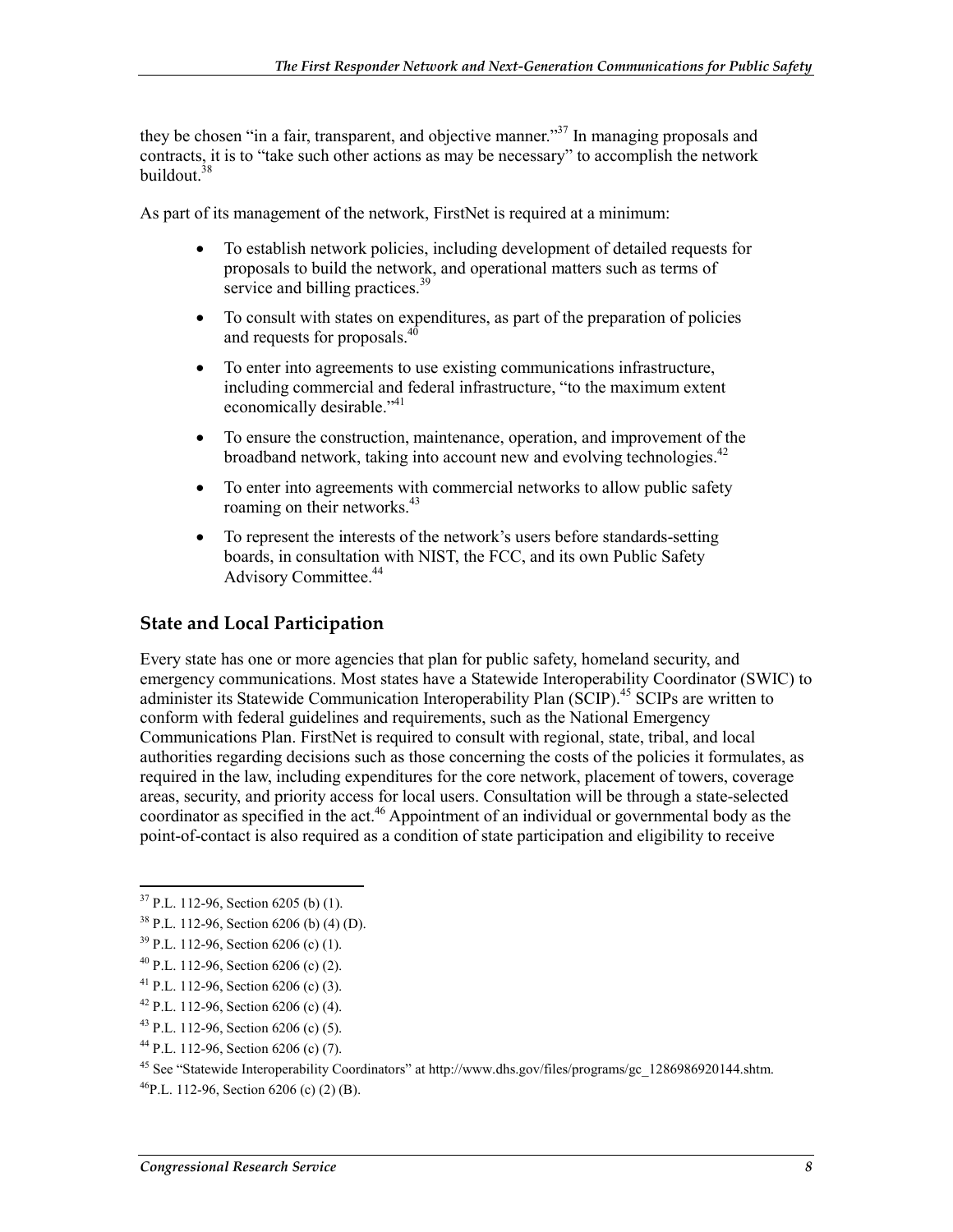they be chosen "in a fair, transparent, and objective manner."[37] In managing proposals and contracts, it is to "take such other actions as may be necessary" to accomplish the network buildout.[38]

As part of its management of the network, FirstNet is required at a minimum:

- To establish network policies, including development of detailed requests for proposals to build the network, and operational matters such as terms of service and billing practices.[39]
- To consult with states on expenditures, as part of the preparation of policies and requests for proposals.[40]
- To enter into agreements to use existing communications infrastructure, including commercial and federal infrastructure, "to the maximum extent economically desirable."[41]
- To ensure the construction, maintenance, operation, and improvement of the broadband network, taking into account new and evolving technologies.[42]
- To enter into agreements with commercial networks to allow public safety roaming on their networks.[43]
- To represent the interests of the network's users before standards-setting boards, in consultation with NIST, the FCC, and its own Public Safety Advisory Committee.[44]

## State and Local Participation

Every state has one or more agencies that plan for public safety, homeland security, and emergency communications. Most states have a Statewide Interoperability Coordinator (SWIC) to administer its Statewide Communication Interoperability Plan (SCIP).[45] SCIPs are written to conform with federal guidelines and requirements, such as the National Emergency Communications Plan. FirstNet is required to consult with regional, state, tribal, and local authorities regarding decisions such as those concerning the costs of the policies it formulates, as required in the law, including expenditures for the core network, placement of towers, coverage areas, security, and priority access for local users. Consultation will be through a state-selected coordinator as specified in the act.[46] Appointment of an individual or governmental body as the point-of-contact is also required as a condition of state participation and eligibility to receive

---

[37] P.L. 112-96, Section 6205 (b) (1).

[38] P.L. 112-96, Section 6206 (b) (4) (D).

[39] P.L. 112-96, Section 6206 (c) (1).

[40] P.L. 112-96, Section 6206 (c) (2).

[41] P.L. 112-96, Section 6206 (c) (3).

[42] P.L. 112-96, Section 6206 (c) (4).

[43] P.L. 112-96, Section 6206 (c) (5).

[44] P.L. 112-96, Section 6206 (c) (7).

[45] See "Statewide Interoperability Coordinators" at http://www.dhs.gov/files/programs/gc_1286986920144.shtm.

[46] P.L. 112-96, Section 6206 (c) (2) (B).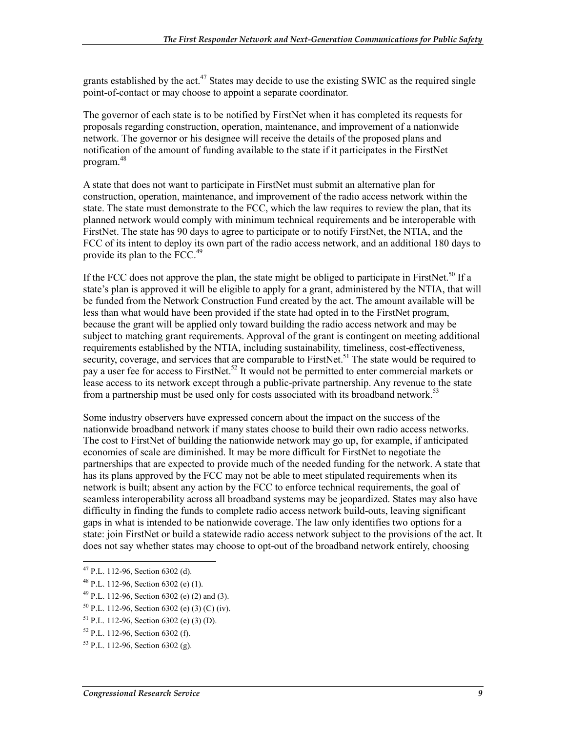grants established by the act.[47] States may decide to use the existing SWIC as the required single point-of-contact or may choose to appoint a separate coordinator.

The governor of each state is to be notified by FirstNet when it has completed its requests for proposals regarding construction, operation, maintenance, and improvement of a nationwide network. The governor or his designee will receive the details of the proposed plans and notification of the amount of funding available to the state if it participates in the FirstNet program.[48]

A state that does not want to participate in FirstNet must submit an alternative plan for construction, operation, maintenance, and improvement of the radio access network within the state. The state must demonstrate to the FCC, which the law requires to review the plan, that its planned network would comply with minimum technical requirements and be interoperable with FirstNet. The state has 90 days to agree to participate or to notify FirstNet, the NTIA, and the FCC of its intent to deploy its own part of the radio access network, and an additional 180 days to provide its plan to the FCC.[49]

If the FCC does not approve the plan, the state might be obliged to participate in FirstNet.[50] If a state's plan is approved it will be eligible to apply for a grant, administered by the NTIA, that will be funded from the Network Construction Fund created by the act. The amount available will be less than what would have been provided if the state had opted in to the FirstNet program, because the grant will be applied only toward building the radio access network and may be subject to matching grant requirements. Approval of the grant is contingent on meeting additional requirements established by the NTIA, including sustainability, timeliness, cost-effectiveness, security, coverage, and services that are comparable to FirstNet.[51] The state would be required to pay a user fee for access to FirstNet.[52] It would not be permitted to enter commercial markets or lease access to its network except through a public-private partnership. Any revenue to the state from a partnership must be used only for costs associated with its broadband network.[53]

Some industry observers have expressed concern about the impact on the success of the nationwide broadband network if many states choose to build their own radio access networks. The cost to FirstNet of building the nationwide network may go up, for example, if anticipated economies of scale are diminished. It may be more difficult for FirstNet to negotiate the partnerships that are expected to provide much of the needed funding for the network. A state that has its plans approved by the FCC may not be able to meet stipulated requirements when its network is built; absent any action by the FCC to enforce technical requirements, the goal of seamless interoperability across all broadband systems may be jeopardized. States may also have difficulty in finding the funds to complete radio access network build-outs, leaving significant gaps in what is intended to be nationwide coverage. The law only identifies two options for a state: join FirstNet or build a statewide radio access network subject to the provisions of the act. It does not say whether states may choose to opt-out of the broadband network entirely, choosing

---

[47] P.L. 112-96, Section 6302 (d).

[48] P.L. 112-96, Section 6302 (e) (1).

[49] P.L. 112-96, Section 6302 (e) (2) and (3).

[50] P.L. 112-96, Section 6302 (e) (3) (C) (iv).

[51] P.L. 112-96, Section 6302 (e) (3) (D).

[52] P.L. 112-96, Section 6302 (f).

[53] P.L. 112-96, Section 6302 (g).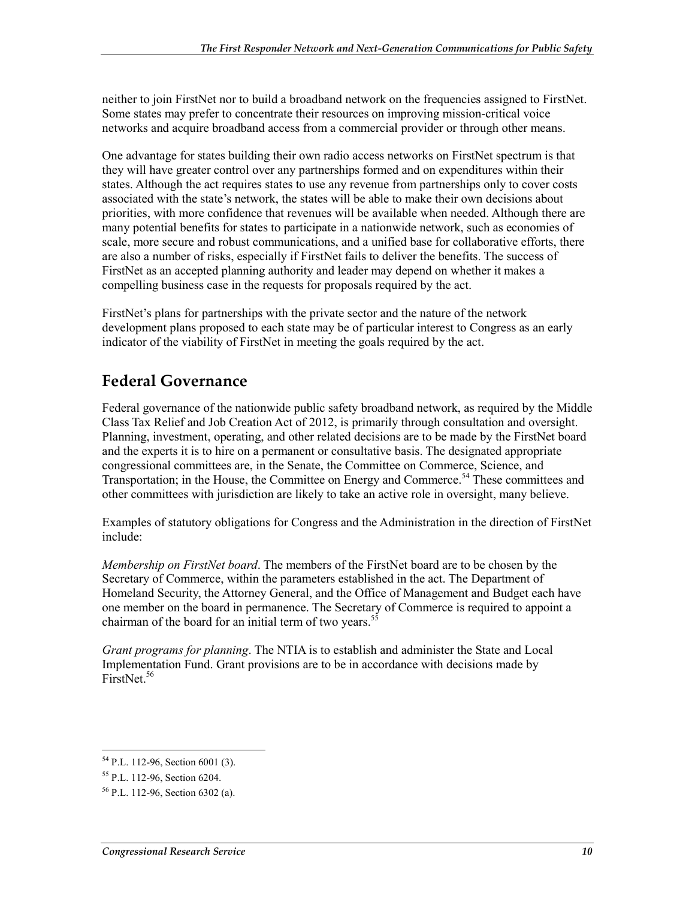neither to join FirstNet nor to build a broadband network on the frequencies assigned to FirstNet. Some states may prefer to concentrate their resources on improving mission-critical voice networks and acquire broadband access from a commercial provider or through other means.

One advantage for states building their own radio access networks on FirstNet spectrum is that they will have greater control over any partnerships formed and on expenditures within their states. Although the act requires states to use any revenue from partnerships only to cover costs associated with the state's network, the states will be able to make their own decisions about priorities, with more confidence that revenues will be available when needed. Although there are many potential benefits for states to participate in a nationwide network, such as economies of scale, more secure and robust communications, and a unified base for collaborative efforts, there are also a number of risks, especially if FirstNet fails to deliver the benefits. The success of FirstNet as an accepted planning authority and leader may depend on whether it makes a compelling business case in the requests for proposals required by the act.

FirstNet's plans for partnerships with the private sector and the nature of the network development plans proposed to each state may be of particular interest to Congress as an early indicator of the viability of FirstNet in meeting the goals required by the act.

## Federal Governance

Federal governance of the nationwide public safety broadband network, as required by the Middle Class Tax Relief and Job Creation Act of 2012, is primarily through consultation and oversight. Planning, investment, operating, and other related decisions are to be made by the FirstNet board and the experts it is to hire on a permanent or consultative basis. The designated appropriate congressional committees are, in the Senate, the Committee on Commerce, Science, and Transportation; in the House, the Committee on Energy and Commerce.[54] These committees and other committees with jurisdiction are likely to take an active role in oversight, many believe.

Examples of statutory obligations for Congress and the Administration in the direction of FirstNet include:

*Membership on FirstNet board*. The members of the FirstNet board are to be chosen by the Secretary of Commerce, within the parameters established in the act. The Department of Homeland Security, the Attorney General, and the Office of Management and Budget each have one member on the board in permanence. The Secretary of Commerce is required to appoint a chairman of the board for an initial term of two years.[55]

*Grant programs for planning*. The NTIA is to establish and administer the State and Local Implementation Fund. Grant provisions are to be in accordance with decisions made by FirstNet.[56]

---

[54] P.L. 112-96, Section 6001 (3).

[55] P.L. 112-96, Section 6204.

[56] P.L. 112-96, Section 6302 (a).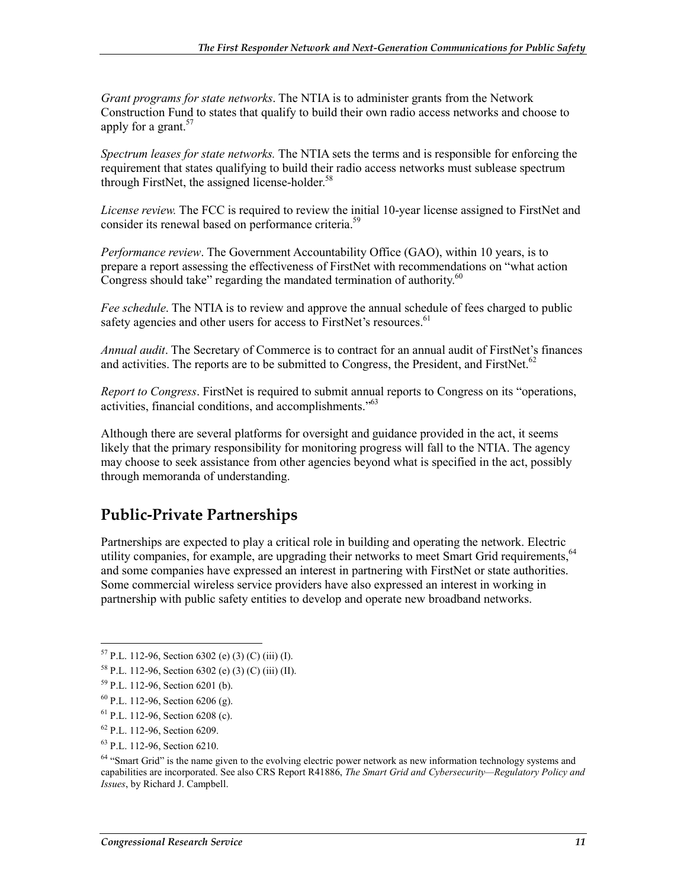*Grant programs for state networks*. The NTIA is to administer grants from the Network Construction Fund to states that qualify to build their own radio access networks and choose to apply for a grant.[57]

*Spectrum leases for state networks.* The NTIA sets the terms and is responsible for enforcing the requirement that states qualifying to build their radio access networks must sublease spectrum through FirstNet, the assigned license-holder.[58]

*License review.* The FCC is required to review the initial 10-year license assigned to FirstNet and consider its renewal based on performance criteria.[59]

*Performance review*. The Government Accountability Office (GAO), within 10 years, is to prepare a report assessing the effectiveness of FirstNet with recommendations on "what action Congress should take" regarding the mandated termination of authority.[60]

*Fee schedule*. The NTIA is to review and approve the annual schedule of fees charged to public safety agencies and other users for access to FirstNet's resources.[61]

*Annual audit*. The Secretary of Commerce is to contract for an annual audit of FirstNet's finances and activities. The reports are to be submitted to Congress, the President, and FirstNet.[62]

*Report to Congress*. FirstNet is required to submit annual reports to Congress on its "operations, activities, financial conditions, and accomplishments."[63]

Although there are several platforms for oversight and guidance provided in the act, it seems likely that the primary responsibility for monitoring progress will fall to the NTIA. The agency may choose to seek assistance from other agencies beyond what is specified in the act, possibly through memoranda of understanding.

## Public-Private Partnerships

Partnerships are expected to play a critical role in building and operating the network. Electric utility companies, for example, are upgrading their networks to meet Smart Grid requirements,[64] and some companies have expressed an interest in partnering with FirstNet or state authorities. Some commercial wireless service providers have also expressed an interest in working in partnership with public safety entities to develop and operate new broadband networks.

---

[57] P.L. 112-96, Section 6302 (e) (3) (C) (iii) (I).

[58] P.L. 112-96, Section 6302 (e) (3) (C) (iii) (II).

[59] P.L. 112-96, Section 6201 (b).

[60] P.L. 112-96, Section 6206 (g).

[61] P.L. 112-96, Section 6208 (c).

[62] P.L. 112-96, Section 6209.

[63] P.L. 112-96, Section 6210.

[64] "Smart Grid" is the name given to the evolving electric power network as new information technology systems and capabilities are incorporated. See also CRS Report R41886, *The Smart Grid and Cybersecurity—Regulatory Policy and Issues*, by Richard J. Campbell.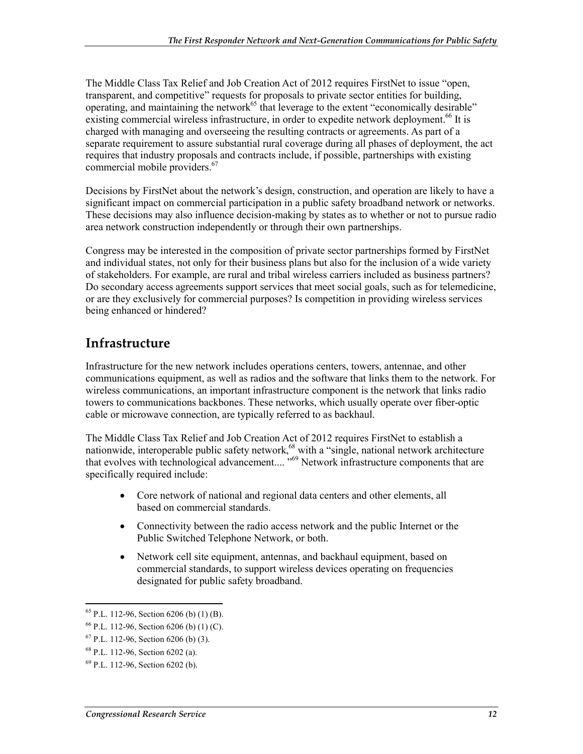The Middle Class Tax Relief and Job Creation Act of 2012 requires FirstNet to issue "open, transparent, and competitive" requests for proposals to private sector entities for building, operating, and maintaining the network[65] that leverage to the extent "economically desirable" existing commercial wireless infrastructure, in order to expedite network deployment.[66] It is charged with managing and overseeing the resulting contracts or agreements. As part of a separate requirement to assure substantial rural coverage during all phases of deployment, the act requires that industry proposals and contracts include, if possible, partnerships with existing commercial mobile providers.[67]

Decisions by FirstNet about the network's design, construction, and operation are likely to have a significant impact on commercial participation in a public safety broadband network or networks. These decisions may also influence decision-making by states as to whether or not to pursue radio area network construction independently or through their own partnerships.

Congress may be interested in the composition of private sector partnerships formed by FirstNet and individual states, not only for their business plans but also for the inclusion of a wide variety of stakeholders. For example, are rural and tribal wireless carriers included as business partners? Do secondary access agreements support services that meet social goals, such as for telemedicine, or are they exclusively for commercial purposes? Is competition in providing wireless services being enhanced or hindered?

## Infrastructure

Infrastructure for the new network includes operations centers, towers, antennae, and other communications equipment, as well as radios and the software that links them to the network. For wireless communications, an important infrastructure component is the network that links radio towers to communications backbones. These networks, which usually operate over fiber-optic cable or microwave connection, are typically referred to as backhaul.

The Middle Class Tax Relief and Job Creation Act of 2012 requires FirstNet to establish a nationwide, interoperable public safety network,[68] with a "single, national network architecture that evolves with technological advancement.... "[69] Network infrastructure components that are specifically required include:

- Core network of national and regional data centers and other elements, all based on commercial standards.
- Connectivity between the radio access network and the public Internet or the Public Switched Telephone Network, or both.
- Network cell site equipment, antennas, and backhaul equipment, based on commercial standards, to support wireless devices operating on frequencies designated for public safety broadband.

[65] P.L. 112-96, Section 6206 (b) (1) (B).

[66] P.L. 112-96, Section 6206 (b) (1) (C).

[67] P.L. 112-96, Section 6206 (b) (3).

[68] P.L. 112-96, Section 6202 (a).

[69] P.L. 112-96, Section 6202 (b).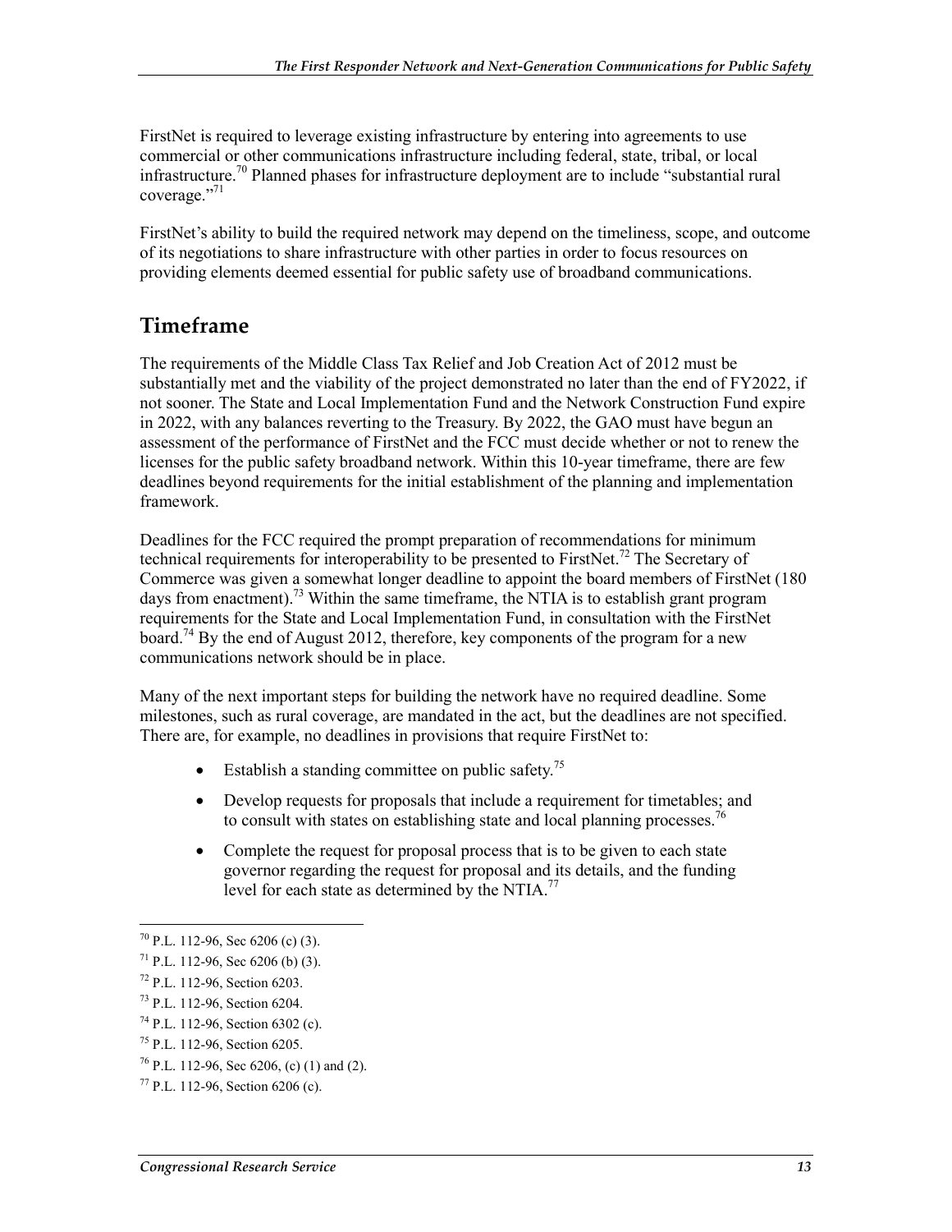FirstNet is required to leverage existing infrastructure by entering into agreements to use commercial or other communications infrastructure including federal, state, tribal, or local infrastructure.[70] Planned phases for infrastructure deployment are to include "substantial rural coverage."[71]

FirstNet's ability to build the required network may depend on the timeliness, scope, and outcome of its negotiations to share infrastructure with other parties in order to focus resources on providing elements deemed essential for public safety use of broadband communications.

## Timeframe

The requirements of the Middle Class Tax Relief and Job Creation Act of 2012 must be substantially met and the viability of the project demonstrated no later than the end of FY2022, if not sooner. The State and Local Implementation Fund and the Network Construction Fund expire in 2022, with any balances reverting to the Treasury. By 2022, the GAO must have begun an assessment of the performance of FirstNet and the FCC must decide whether or not to renew the licenses for the public safety broadband network. Within this 10-year timeframe, there are few deadlines beyond requirements for the initial establishment of the planning and implementation framework.

Deadlines for the FCC required the prompt preparation of recommendations for minimum technical requirements for interoperability to be presented to FirstNet.[72] The Secretary of Commerce was given a somewhat longer deadline to appoint the board members of FirstNet (180 days from enactment).[73] Within the same timeframe, the NTIA is to establish grant program requirements for the State and Local Implementation Fund, in consultation with the FirstNet board.[74] By the end of August 2012, therefore, key components of the program for a new communications network should be in place.

Many of the next important steps for building the network have no required deadline. Some milestones, such as rural coverage, are mandated in the act, but the deadlines are not specified. There are, for example, no deadlines in provisions that require FirstNet to:

- Establish a standing committee on public safety.[75]
- Develop requests for proposals that include a requirement for timetables; and to consult with states on establishing state and local planning processes.[76]
- Complete the request for proposal process that is to be given to each state governor regarding the request for proposal and its details, and the funding level for each state as determined by the NTIA.[77]

---

[70] P.L. 112-96, Sec 6206 (c) (3).

[71] P.L. 112-96, Sec 6206 (b) (3).

[72] P.L. 112-96, Section 6203.

[73] P.L. 112-96, Section 6204.

[74] P.L. 112-96, Section 6302 (c).

[75] P.L. 112-96, Section 6205.

[76] P.L. 112-96, Sec 6206, (c) (1) and (2).

[77] P.L. 112-96, Section 6206 (c).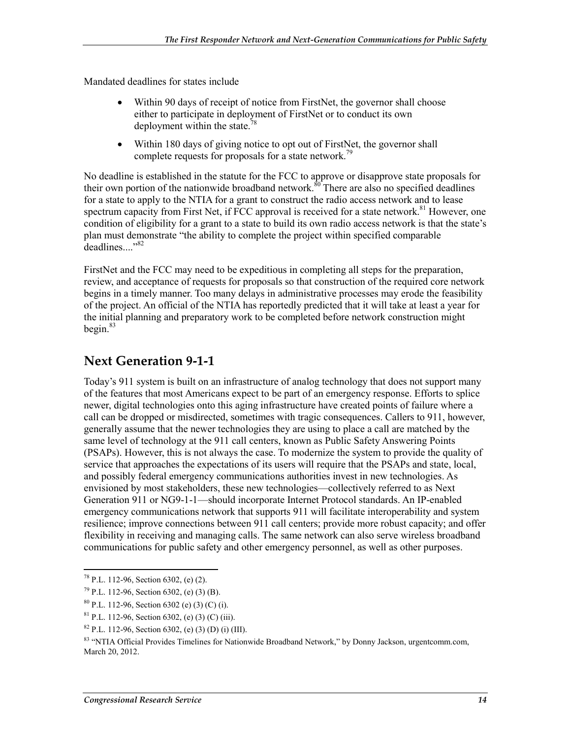Mandated deadlines for states include

- Within 90 days of receipt of notice from FirstNet, the governor shall choose either to participate in deployment of FirstNet or to conduct its own deployment within the state.[78]
- Within 180 days of giving notice to opt out of FirstNet, the governor shall complete requests for proposals for a state network.[79]

No deadline is established in the statute for the FCC to approve or disapprove state proposals for their own portion of the nationwide broadband network.[80] There are also no specified deadlines for a state to apply to the NTIA for a grant to construct the radio access network and to lease spectrum capacity from First Net, if FCC approval is received for a state network.[81] However, one condition of eligibility for a grant to a state to build its own radio access network is that the state's plan must demonstrate "the ability to complete the project within specified comparable deadlines...."[82]

FirstNet and the FCC may need to be expeditious in completing all steps for the preparation, review, and acceptance of requests for proposals so that construction of the required core network begins in a timely manner. Too many delays in administrative processes may erode the feasibility of the project. An official of the NTIA has reportedly predicted that it will take at least a year for the initial planning and preparatory work to be completed before network construction might begin.[83]

## Next Generation 9-1-1

Today's 911 system is built on an infrastructure of analog technology that does not support many of the features that most Americans expect to be part of an emergency response. Efforts to splice newer, digital technologies onto this aging infrastructure have created points of failure where a call can be dropped or misdirected, sometimes with tragic consequences. Callers to 911, however, generally assume that the newer technologies they are using to place a call are matched by the same level of technology at the 911 call centers, known as Public Safety Answering Points (PSAPs). However, this is not always the case. To modernize the system to provide the quality of service that approaches the expectations of its users will require that the PSAPs and state, local, and possibly federal emergency communications authorities invest in new technologies. As envisioned by most stakeholders, these new technologies—collectively referred to as Next Generation 911 or NG9-1-1—should incorporate Internet Protocol standards. An IP-enabled emergency communications network that supports 911 will facilitate interoperability and system resilience; improve connections between 911 call centers; provide more robust capacity; and offer flexibility in receiving and managing calls. The same network can also serve wireless broadband communications for public safety and other emergency personnel, as well as other purposes.

---

[78] P.L. 112-96, Section 6302, (e) (2).

[79] P.L. 112-96, Section 6302, (e) (3) (B).

[80] P.L. 112-96, Section 6302 (e) (3) (C) (i).

[81] P.L. 112-96, Section 6302, (e) (3) (C) (iii).

[82] P.L. 112-96, Section 6302, (e) (3) (D) (i) (III).

[83] "NTIA Official Provides Timelines for Nationwide Broadband Network," by Donny Jackson, urgentcomm.com, March 20, 2012.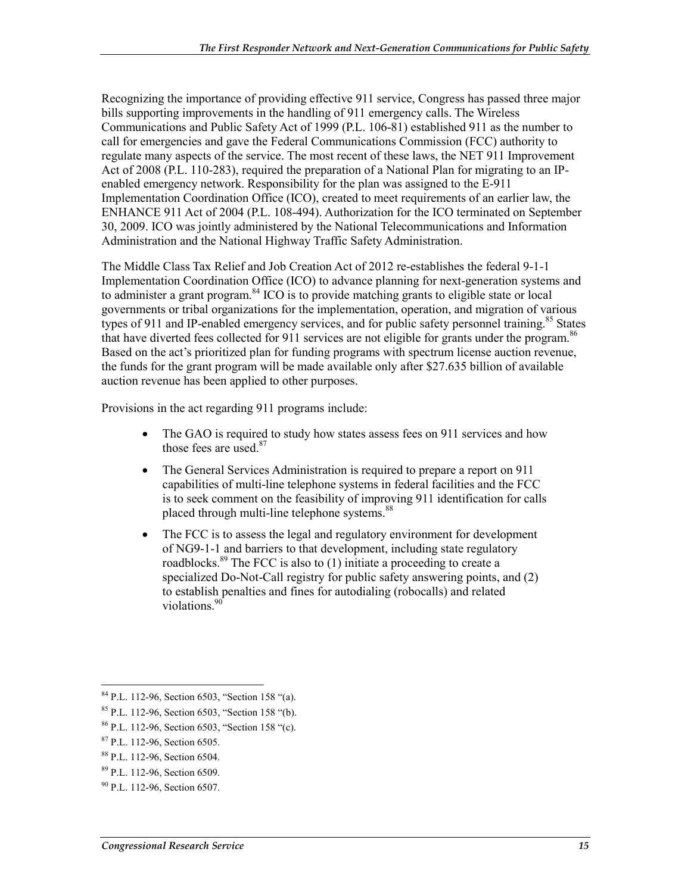Recognizing the importance of providing effective 911 service, Congress has passed three major bills supporting improvements in the handling of 911 emergency calls. The Wireless Communications and Public Safety Act of 1999 (P.L. 106-81) established 911 as the number to call for emergencies and gave the Federal Communications Commission (FCC) authority to regulate many aspects of the service. The most recent of these laws, the NET 911 Improvement Act of 2008 (P.L. 110-283), required the preparation of a National Plan for migrating to an IP-enabled emergency network. Responsibility for the plan was assigned to the E-911 Implementation Coordination Office (ICO), created to meet requirements of an earlier law, the ENHANCE 911 Act of 2004 (P.L. 108-494). Authorization for the ICO terminated on September 30, 2009. ICO was jointly administered by the National Telecommunications and Information Administration and the National Highway Traffic Safety Administration.

The Middle Class Tax Relief and Job Creation Act of 2012 re-establishes the federal 9-1-1 Implementation Coordination Office (ICO) to advance planning for next-generation systems and to administer a grant program.[84] ICO is to provide matching grants to eligible state or local governments or tribal organizations for the implementation, operation, and migration of various types of 911 and IP-enabled emergency services, and for public safety personnel training.[85] States that have diverted fees collected for 911 services are not eligible for grants under the program.[86] Based on the act's prioritized plan for funding programs with spectrum license auction revenue, the funds for the grant program will be made available only after $27.635 billion of available auction revenue has been applied to other purposes.

Provisions in the act regarding 911 programs include:

- The GAO is required to study how states assess fees on 911 services and how those fees are used.[87]
- The General Services Administration is required to prepare a report on 911 capabilities of multi-line telephone systems in federal facilities and the FCC is to seek comment on the feasibility of improving 911 identification for calls placed through multi-line telephone systems.[88]
- The FCC is to assess the legal and regulatory environment for development of NG9-1-1 and barriers to that development, including state regulatory roadblocks.[89] The FCC is also to (1) initiate a proceeding to create a specialized Do-Not-Call registry for public safety answering points, and (2) to establish penalties and fines for autodialing (robocalls) and related violations.[90]

---

[84] P.L. 112-96, Section 6503, "Section 158 "(a).

[85] P.L. 112-96, Section 6503, "Section 158 "(b).

[86] P.L. 112-96, Section 6503, "Section 158 "(c).

[87] P.L. 112-96, Section 6505.

[88] P.L. 112-96, Section 6504.

[89] P.L. 112-96, Section 6509.

[90] P.L. 112-96, Section 6507.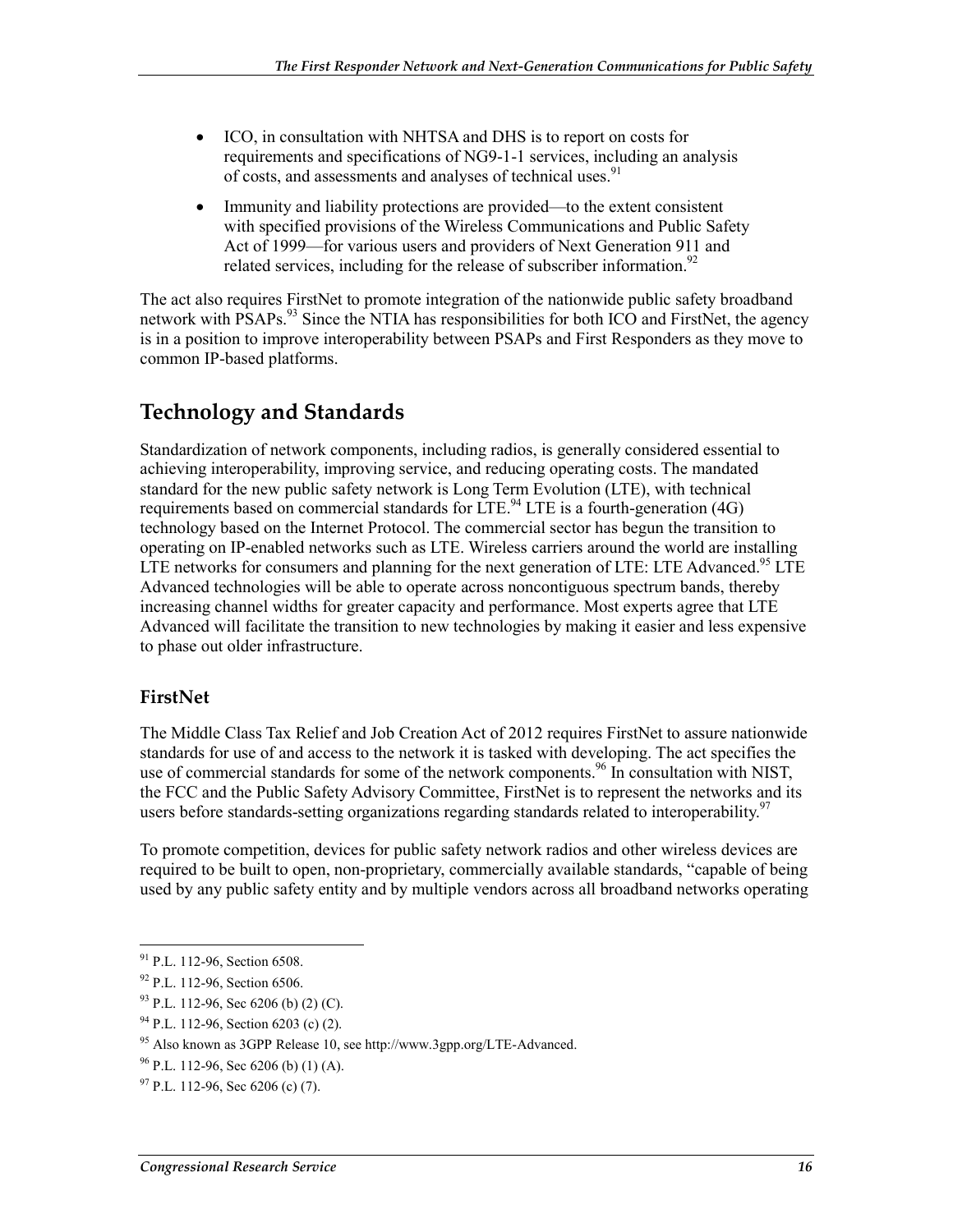- ICO, in consultation with NHTSA and DHS is to report on costs for requirements and specifications of NG9-1-1 services, including an analysis of costs, and assessments and analyses of technical uses.[91]
- Immunity and liability protections are provided—to the extent consistent with specified provisions of the Wireless Communications and Public Safety Act of 1999—for various users and providers of Next Generation 911 and related services, including for the release of subscriber information.[92]

The act also requires FirstNet to promote integration of the nationwide public safety broadband network with PSAPs.[93] Since the NTIA has responsibilities for both ICO and FirstNet, the agency is in a position to improve interoperability between PSAPs and First Responders as they move to common IP-based platforms.

## Technology and Standards

Standardization of network components, including radios, is generally considered essential to achieving interoperability, improving service, and reducing operating costs. The mandated standard for the new public safety network is Long Term Evolution (LTE), with technical requirements based on commercial standards for LTE.[94] LTE is a fourth-generation (4G) technology based on the Internet Protocol. The commercial sector has begun the transition to operating on IP-enabled networks such as LTE. Wireless carriers around the world are installing LTE networks for consumers and planning for the next generation of LTE: LTE Advanced.[95] LTE Advanced technologies will be able to operate across noncontiguous spectrum bands, thereby increasing channel widths for greater capacity and performance. Most experts agree that LTE Advanced will facilitate the transition to new technologies by making it easier and less expensive to phase out older infrastructure.

### FirstNet

The Middle Class Tax Relief and Job Creation Act of 2012 requires FirstNet to assure nationwide standards for use of and access to the network it is tasked with developing. The act specifies the use of commercial standards for some of the network components.[96] In consultation with NIST, the FCC and the Public Safety Advisory Committee, FirstNet is to represent the networks and its users before standards-setting organizations regarding standards related to interoperability.[97]

To promote competition, devices for public safety network radios and other wireless devices are required to be built to open, non-proprietary, commercially available standards, "capable of being used by any public safety entity and by multiple vendors across all broadband networks operating

---

[91] P.L. 112-96, Section 6508.

[92] P.L. 112-96, Section 6506.

[93] P.L. 112-96, Sec 6206 (b) (2) (C).

[94] P.L. 112-96, Section 6203 (c) (2).

[95] Also known as 3GPP Release 10, see http://www.3gpp.org/LTE-Advanced.

[96] P.L. 112-96, Sec 6206 (b) (1) (A).

[97] P.L. 112-96, Sec 6206 (c) (7).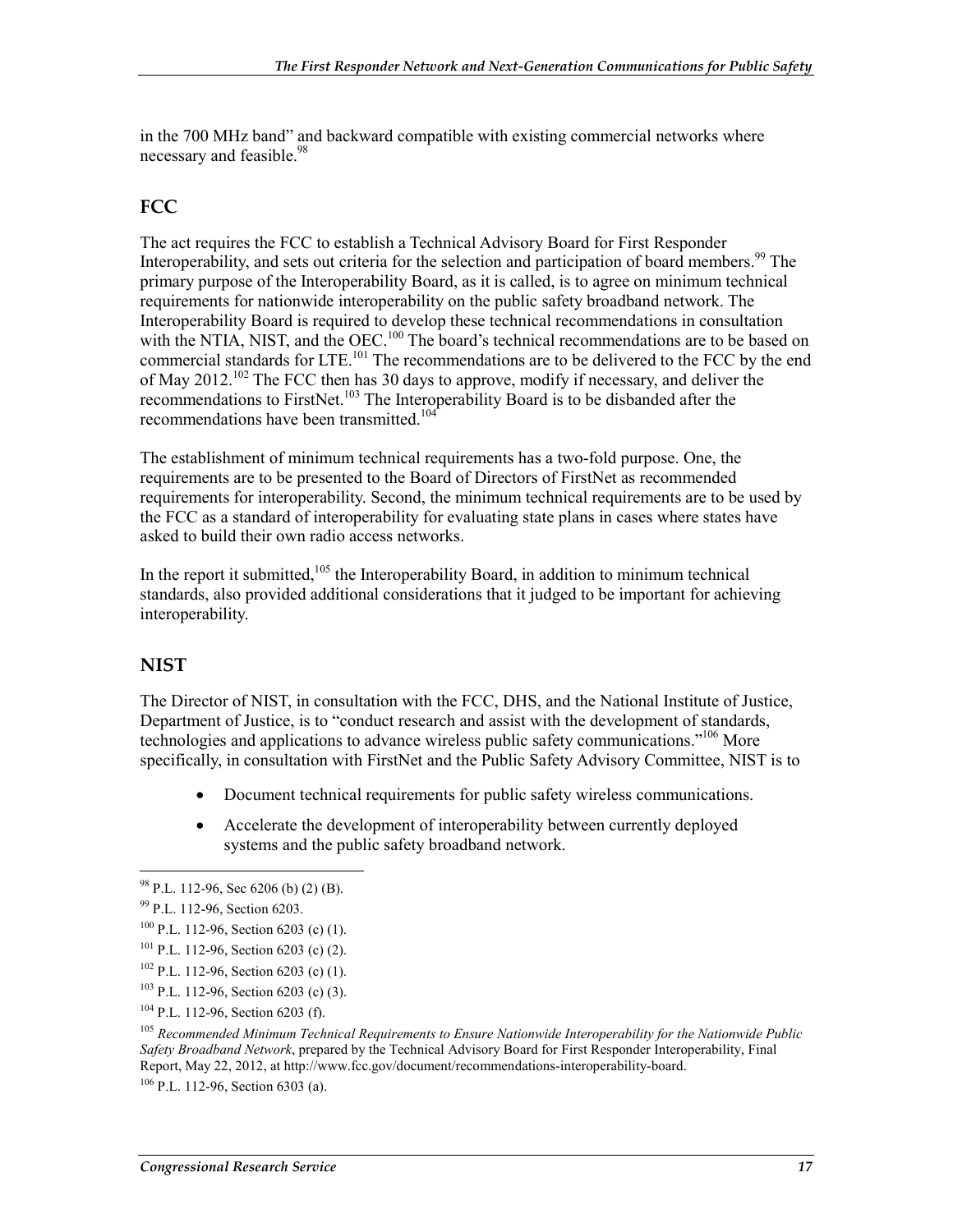in the 700 MHz band" and backward compatible with existing commercial networks where necessary and feasible.[98]

## FCC

The act requires the FCC to establish a Technical Advisory Board for First Responder Interoperability, and sets out criteria for the selection and participation of board members.[99] The primary purpose of the Interoperability Board, as it is called, is to agree on minimum technical requirements for nationwide interoperability on the public safety broadband network. The Interoperability Board is required to develop these technical recommendations in consultation with the NTIA, NIST, and the OEC.[100] The board's technical recommendations are to be based on commercial standards for LTE.[101] The recommendations are to be delivered to the FCC by the end of May 2012.[102] The FCC then has 30 days to approve, modify if necessary, and deliver the recommendations to FirstNet.[103] The Interoperability Board is to be disbanded after the recommendations have been transmitted.[104]

The establishment of minimum technical requirements has a two-fold purpose. One, the requirements are to be presented to the Board of Directors of FirstNet as recommended requirements for interoperability. Second, the minimum technical requirements are to be used by the FCC as a standard of interoperability for evaluating state plans in cases where states have asked to build their own radio access networks.

In the report it submitted,[105] the Interoperability Board, in addition to minimum technical standards, also provided additional considerations that it judged to be important for achieving interoperability.

## NIST

The Director of NIST, in consultation with the FCC, DHS, and the National Institute of Justice, Department of Justice, is to "conduct research and assist with the development of standards, technologies and applications to advance wireless public safety communications."[106] More specifically, in consultation with FirstNet and the Public Safety Advisory Committee, NIST is to

- Document technical requirements for public safety wireless communications.
- Accelerate the development of interoperability between currently deployed systems and the public safety broadband network.

---

[98] P.L. 112-96, Sec 6206 (b) (2) (B).

[99] P.L. 112-96, Section 6203.

[100] P.L. 112-96, Section 6203 (c) (1).

[101] P.L. 112-96, Section 6203 (c) (2).

[102] P.L. 112-96, Section 6203 (c) (1).

[103] P.L. 112-96, Section 6203 (c) (3).

[104] P.L. 112-96, Section 6203 (f).

[105] *Recommended Minimum Technical Requirements to Ensure Nationwide Interoperability for the Nationwide Public Safety Broadband Network*, prepared by the Technical Advisory Board for First Responder Interoperability, Final Report, May 22, 2012, at http://www.fcc.gov/document/recommendations-interoperability-board.

[106] P.L. 112-96, Section 6303 (a).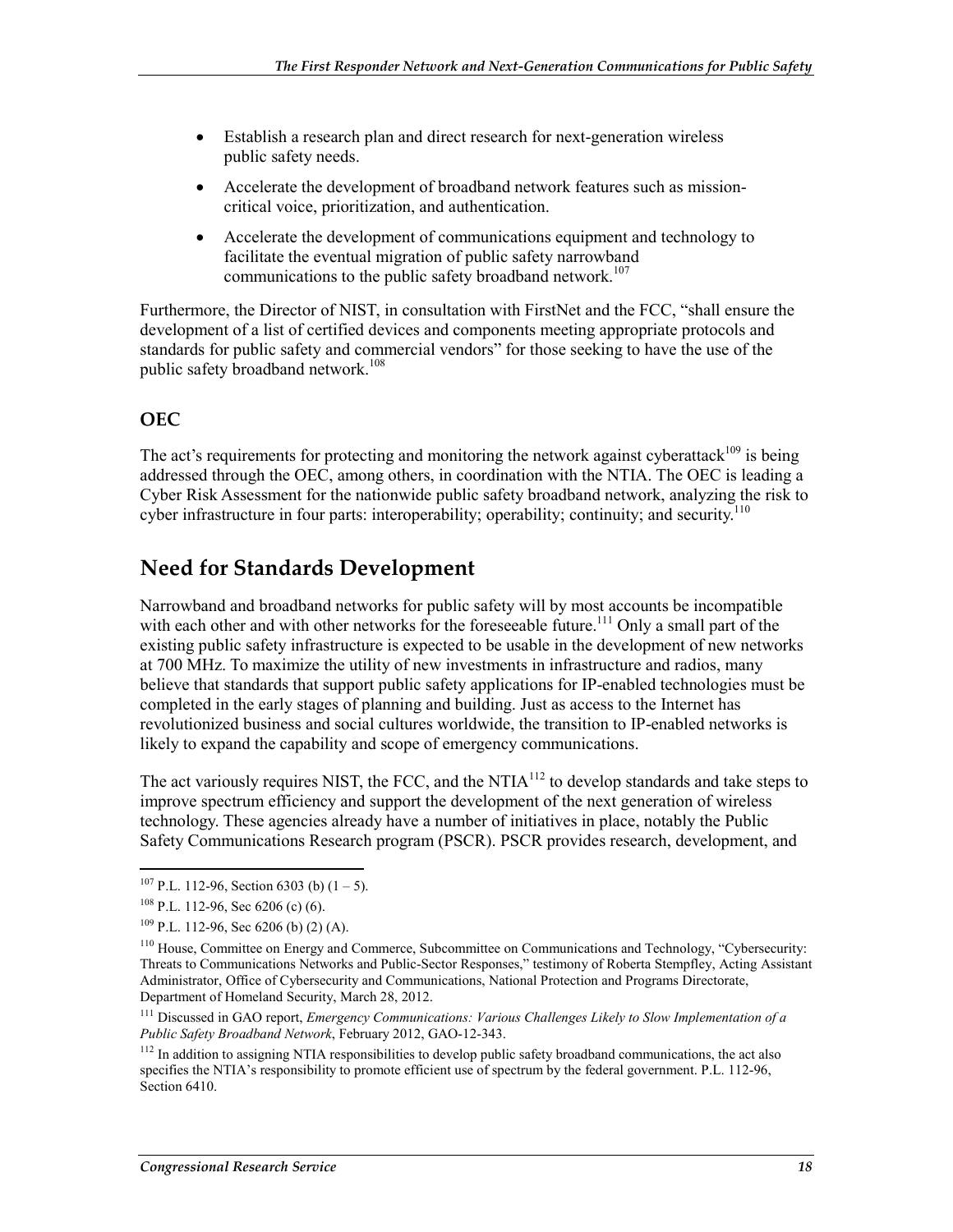- Establish a research plan and direct research for next-generation wireless public safety needs.
- Accelerate the development of broadband network features such as mission-critical voice, prioritization, and authentication.
- Accelerate the development of communications equipment and technology to facilitate the eventual migration of public safety narrowband communications to the public safety broadband network.[107]

Furthermore, the Director of NIST, in consultation with FirstNet and the FCC, "shall ensure the development of a list of certified devices and components meeting appropriate protocols and standards for public safety and commercial vendors" for those seeking to have the use of the public safety broadband network.[108]

### OEC

The act's requirements for protecting and monitoring the network against cyberattack[109] is being addressed through the OEC, among others, in coordination with the NTIA. The OEC is leading a Cyber Risk Assessment for the nationwide public safety broadband network, analyzing the risk to cyber infrastructure in four parts: interoperability; operability; continuity; and security.[110]

## Need for Standards Development

Narrowband and broadband networks for public safety will by most accounts be incompatible with each other and with other networks for the foreseeable future.[111] Only a small part of the existing public safety infrastructure is expected to be usable in the development of new networks at 700 MHz. To maximize the utility of new investments in infrastructure and radios, many believe that standards that support public safety applications for IP-enabled technologies must be completed in the early stages of planning and building. Just as access to the Internet has revolutionized business and social cultures worldwide, the transition to IP-enabled networks is likely to expand the capability and scope of emergency communications.

The act variously requires NIST, the FCC, and the NTIA[112] to develop standards and take steps to improve spectrum efficiency and support the development of the next generation of wireless technology. These agencies already have a number of initiatives in place, notably the Public Safety Communications Research program (PSCR). PSCR provides research, development, and

---

[107] P.L. 112-96, Section 6303 (b) (1 – 5).

[108] P.L. 112-96, Sec 6206 (c) (6).

[109] P.L. 112-96, Sec 6206 (b) (2) (A).

[110] House, Committee on Energy and Commerce, Subcommittee on Communications and Technology, "Cybersecurity: Threats to Communications Networks and Public-Sector Responses," testimony of Roberta Stempfley, Acting Assistant Administrator, Office of Cybersecurity and Communications, National Protection and Programs Directorate, Department of Homeland Security, March 28, 2012.

[111] Discussed in GAO report, *Emergency Communications: Various Challenges Likely to Slow Implementation of a Public Safety Broadband Network*, February 2012, GAO-12-343.

[112] In addition to assigning NTIA responsibilities to develop public safety broadband communications, the act also specifies the NTIA's responsibility to promote efficient use of spectrum by the federal government. P.L. 112-96, Section 6410.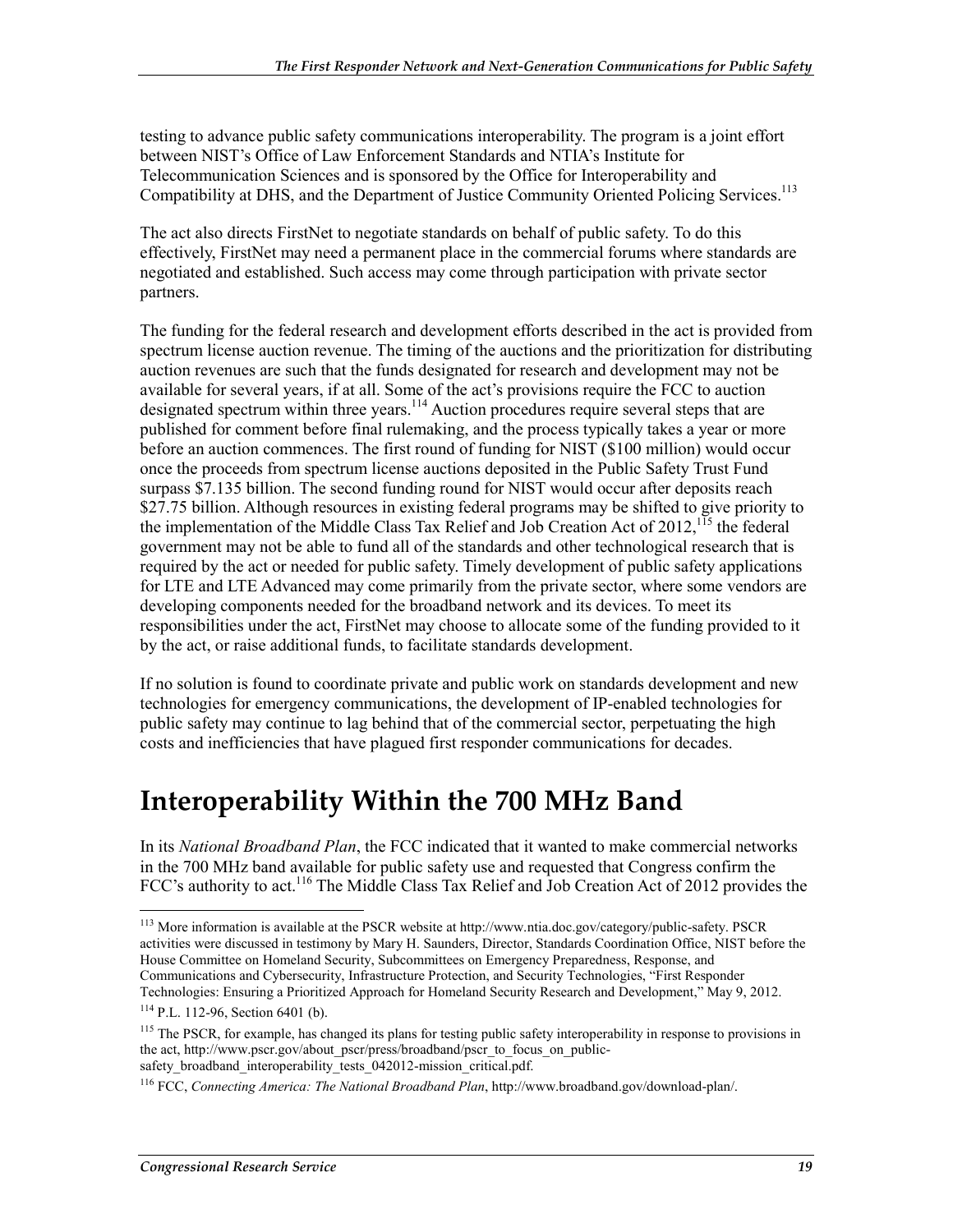testing to advance public safety communications interoperability. The program is a joint effort between NIST's Office of Law Enforcement Standards and NTIA's Institute for Telecommunication Sciences and is sponsored by the Office for Interoperability and Compatibility at DHS, and the Department of Justice Community Oriented Policing Services.[113]

The act also directs FirstNet to negotiate standards on behalf of public safety. To do this effectively, FirstNet may need a permanent place in the commercial forums where standards are negotiated and established. Such access may come through participation with private sector partners.

The funding for the federal research and development efforts described in the act is provided from spectrum license auction revenue. The timing of the auctions and the prioritization for distributing auction revenues are such that the funds designated for research and development may not be available for several years, if at all. Some of the act's provisions require the FCC to auction designated spectrum within three years.[114] Auction procedures require several steps that are published for comment before final rulemaking, and the process typically takes a year or more before an auction commences. The first round of funding for NIST ($100 million) would occur once the proceeds from spectrum license auctions deposited in the Public Safety Trust Fund surpass $7.135 billion. The second funding round for NIST would occur after deposits reach $27.75 billion. Although resources in existing federal programs may be shifted to give priority to the implementation of the Middle Class Tax Relief and Job Creation Act of 2012,[115] the federal government may not be able to fund all of the standards and other technological research that is required by the act or needed for public safety. Timely development of public safety applications for LTE and LTE Advanced may come primarily from the private sector, where some vendors are developing components needed for the broadband network and its devices. To meet its responsibilities under the act, FirstNet may choose to allocate some of the funding provided to it by the act, or raise additional funds, to facilitate standards development.

If no solution is found to coordinate private and public work on standards development and new technologies for emergency communications, the development of IP-enabled technologies for public safety may continue to lag behind that of the commercial sector, perpetuating the high costs and inefficiencies that have plagued first responder communications for decades.

# Interoperability Within the 700 MHz Band

In its *National Broadband Plan*, the FCC indicated that it wanted to make commercial networks in the 700 MHz band available for public safety use and requested that Congress confirm the FCC's authority to act.[116] The Middle Class Tax Relief and Job Creation Act of 2012 provides the

---

[113] More information is available at the PSCR website at http://www.ntia.doc.gov/category/public-safety. PSCR activities were discussed in testimony by Mary H. Saunders, Director, Standards Coordination Office, NIST before the House Committee on Homeland Security, Subcommittees on Emergency Preparedness, Response, and Communications and Cybersecurity, Infrastructure Protection, and Security Technologies, "First Responder Technologies: Ensuring a Prioritized Approach for Homeland Security Research and Development," May 9, 2012.

[114] P.L. 112-96, Section 6401 (b).

[115] The PSCR, for example, has changed its plans for testing public safety interoperability in response to provisions in the act, http://www.pscr.gov/about_pscr/press/broadband/pscr_to_focus_on_public-safety_broadband_interoperability_tests_042012-mission_critical.pdf.

[116] FCC, *Connecting America: The National Broadband Plan*, http://www.broadband.gov/download-plan/.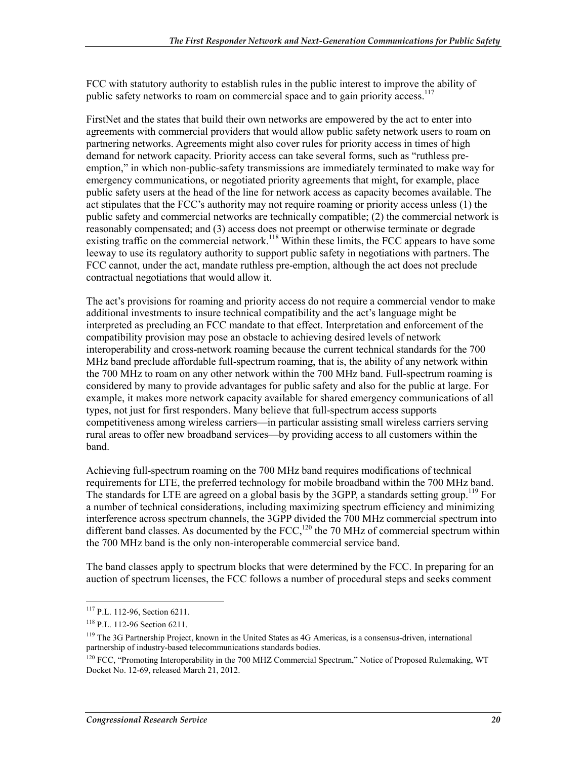FCC with statutory authority to establish rules in the public interest to improve the ability of public safety networks to roam on commercial space and to gain priority access.[117]

FirstNet and the states that build their own networks are empowered by the act to enter into agreements with commercial providers that would allow public safety network users to roam on partnering networks. Agreements might also cover rules for priority access in times of high demand for network capacity. Priority access can take several forms, such as "ruthless pre-emption," in which non-public-safety transmissions are immediately terminated to make way for emergency communications, or negotiated priority agreements that might, for example, place public safety users at the head of the line for network access as capacity becomes available. The act stipulates that the FCC's authority may not require roaming or priority access unless (1) the public safety and commercial networks are technically compatible; (2) the commercial network is reasonably compensated; and (3) access does not preempt or otherwise terminate or degrade existing traffic on the commercial network.[118] Within these limits, the FCC appears to have some leeway to use its regulatory authority to support public safety in negotiations with partners. The FCC cannot, under the act, mandate ruthless pre-emption, although the act does not preclude contractual negotiations that would allow it.

The act's provisions for roaming and priority access do not require a commercial vendor to make additional investments to insure technical compatibility and the act's language might be interpreted as precluding an FCC mandate to that effect. Interpretation and enforcement of the compatibility provision may pose an obstacle to achieving desired levels of network interoperability and cross-network roaming because the current technical standards for the 700 MHz band preclude affordable full-spectrum roaming, that is, the ability of any network within the 700 MHz to roam on any other network within the 700 MHz band. Full-spectrum roaming is considered by many to provide advantages for public safety and also for the public at large. For example, it makes more network capacity available for shared emergency communications of all types, not just for first responders. Many believe that full-spectrum access supports competitiveness among wireless carriers—in particular assisting small wireless carriers serving rural areas to offer new broadband services—by providing access to all customers within the band.

Achieving full-spectrum roaming on the 700 MHz band requires modifications of technical requirements for LTE, the preferred technology for mobile broadband within the 700 MHz band. The standards for LTE are agreed on a global basis by the 3GPP, a standards setting group.[119] For a number of technical considerations, including maximizing spectrum efficiency and minimizing interference across spectrum channels, the 3GPP divided the 700 MHz commercial spectrum into different band classes. As documented by the FCC,[120] the 70 MHz of commercial spectrum within the 700 MHz band is the only non-interoperable commercial service band.

The band classes apply to spectrum blocks that were determined by the FCC. In preparing for an auction of spectrum licenses, the FCC follows a number of procedural steps and seeks comment

---

[117] P.L. 112-96, Section 6211.

[118] P.L. 112-96 Section 6211.

[119] The 3G Partnership Project, known in the United States as 4G Americas, is a consensus-driven, international partnership of industry-based telecommunications standards bodies.

[120] FCC, "Promoting Interoperability in the 700 MHZ Commercial Spectrum," Notice of Proposed Rulemaking, WT Docket No. 12-69, released March 21, 2012.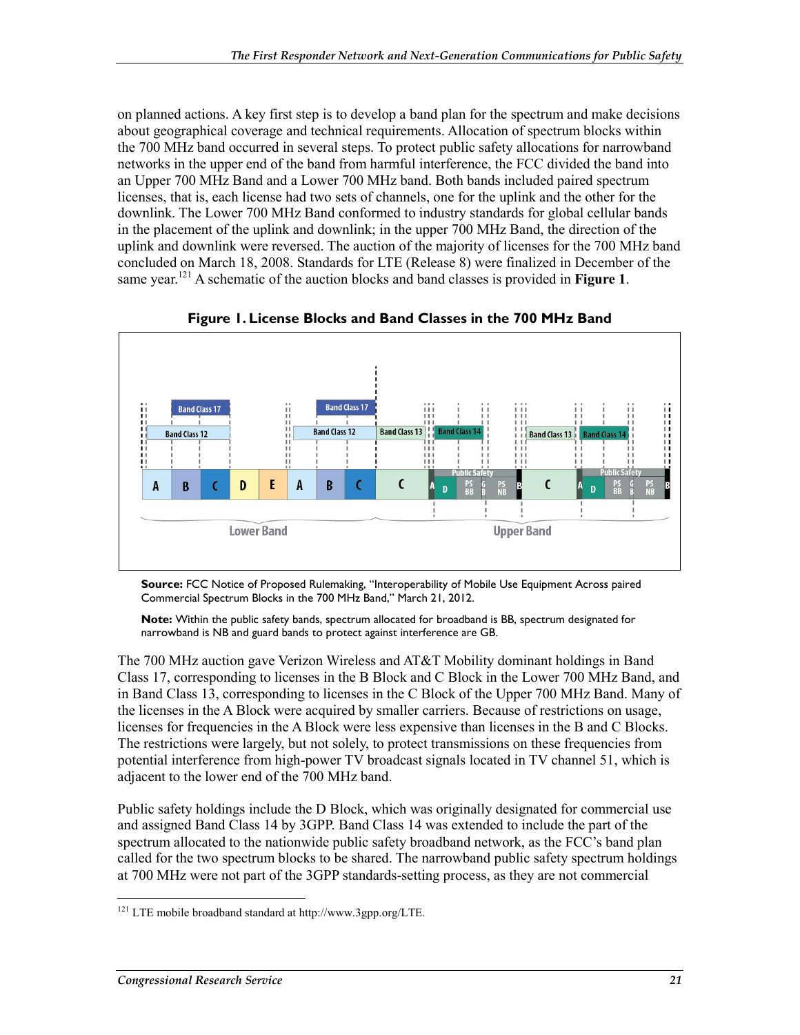on planned actions. A key first step is to develop a band plan for the spectrum and make decisions about geographical coverage and technical requirements. Allocation of spectrum blocks within the 700 MHz band occurred in several steps. To protect public safety allocations for narrowband networks in the upper end of the band from harmful interference, the FCC divided the band into an Upper 700 MHz Band and a Lower 700 MHz band. Both bands included paired spectrum licenses, that is, each license had two sets of channels, one for the uplink and the other for the downlink. The Lower 700 MHz Band conformed to industry standards for global cellular bands in the placement of the uplink and downlink; in the upper 700 MHz Band, the direction of the uplink and downlink were reversed. The auction of the majority of licenses for the 700 MHz band concluded on March 18, 2008. Standards for LTE (Release 8) were finalized in December of the same year.[121] A schematic of the auction blocks and band classes is provided in **Figure 1**.

**Figure 1. License Blocks and Band Classes in the 700 MHz Band**

**Source:** FCC Notice of Proposed Rulemaking, "Interoperability of Mobile Use Equipment Across paired Commercial Spectrum Blocks in the 700 MHz Band," March 21, 2012.

**Note:** Within the public safety bands, spectrum allocated for broadband is BB, spectrum designated for narrowband is NB and guard bands to protect against interference are GB.

The 700 MHz auction gave Verizon Wireless and AT&T Mobility dominant holdings in Band Class 17, corresponding to licenses in the B Block and C Block in the Lower 700 MHz Band, and in Band Class 13, corresponding to licenses in the C Block of the Upper 700 MHz Band. Many of the licenses in the A Block were acquired by smaller carriers. Because of restrictions on usage, licenses for frequencies in the A Block were less expensive than licenses in the B and C Blocks. The restrictions were largely, but not solely, to protect transmissions on these frequencies from potential interference from high-power TV broadcast signals located in TV channel 51, which is adjacent to the lower end of the 700 MHz band.

Public safety holdings include the D Block, which was originally designated for commercial use and assigned Band Class 14 by 3GPP. Band Class 14 was extended to include the part of the spectrum allocated to the nationwide public safety broadband network, as the FCC's band plan called for the two spectrum blocks to be shared. The narrowband public safety spectrum holdings at 700 MHz were not part of the 3GPP standards-setting process, as they are not commercial

---

[121] LTE mobile broadband standard at http://www.3gpp.org/LTE.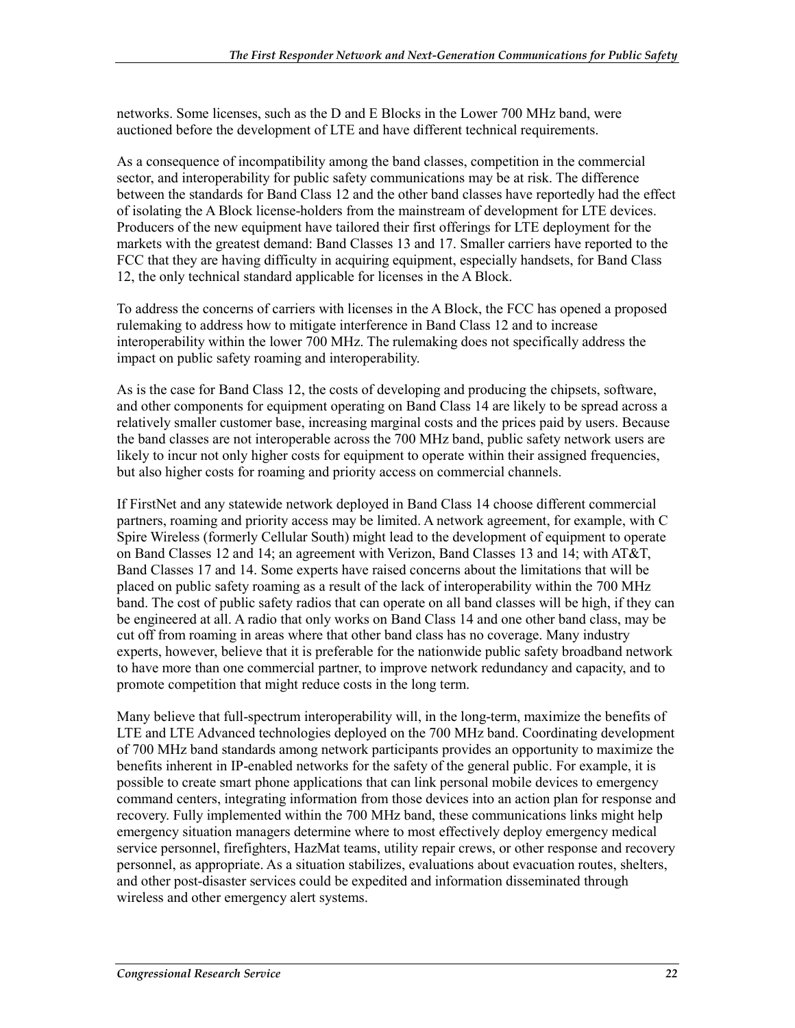networks. Some licenses, such as the D and E Blocks in the Lower 700 MHz band, were auctioned before the development of LTE and have different technical requirements.

As a consequence of incompatibility among the band classes, competition in the commercial sector, and interoperability for public safety communications may be at risk. The difference between the standards for Band Class 12 and the other band classes have reportedly had the effect of isolating the A Block license-holders from the mainstream of development for LTE devices. Producers of the new equipment have tailored their first offerings for LTE deployment for the markets with the greatest demand: Band Classes 13 and 17. Smaller carriers have reported to the FCC that they are having difficulty in acquiring equipment, especially handsets, for Band Class 12, the only technical standard applicable for licenses in the A Block.

To address the concerns of carriers with licenses in the A Block, the FCC has opened a proposed rulemaking to address how to mitigate interference in Band Class 12 and to increase interoperability within the lower 700 MHz. The rulemaking does not specifically address the impact on public safety roaming and interoperability.

As is the case for Band Class 12, the costs of developing and producing the chipsets, software, and other components for equipment operating on Band Class 14 are likely to be spread across a relatively smaller customer base, increasing marginal costs and the prices paid by users. Because the band classes are not interoperable across the 700 MHz band, public safety network users are likely to incur not only higher costs for equipment to operate within their assigned frequencies, but also higher costs for roaming and priority access on commercial channels.

If FirstNet and any statewide network deployed in Band Class 14 choose different commercial partners, roaming and priority access may be limited. A network agreement, for example, with C Spire Wireless (formerly Cellular South) might lead to the development of equipment to operate on Band Classes 12 and 14; an agreement with Verizon, Band Classes 13 and 14; with AT&T, Band Classes 17 and 14. Some experts have raised concerns about the limitations that will be placed on public safety roaming as a result of the lack of interoperability within the 700 MHz band. The cost of public safety radios that can operate on all band classes will be high, if they can be engineered at all. A radio that only works on Band Class 14 and one other band class, may be cut off from roaming in areas where that other band class has no coverage. Many industry experts, however, believe that it is preferable for the nationwide public safety broadband network to have more than one commercial partner, to improve network redundancy and capacity, and to promote competition that might reduce costs in the long term.

Many believe that full-spectrum interoperability will, in the long-term, maximize the benefits of LTE and LTE Advanced technologies deployed on the 700 MHz band. Coordinating development of 700 MHz band standards among network participants provides an opportunity to maximize the benefits inherent in IP-enabled networks for the safety of the general public. For example, it is possible to create smart phone applications that can link personal mobile devices to emergency command centers, integrating information from those devices into an action plan for response and recovery. Fully implemented within the 700 MHz band, these communications links might help emergency situation managers determine where to most effectively deploy emergency medical service personnel, firefighters, HazMat teams, utility repair crews, or other response and recovery personnel, as appropriate. As a situation stabilizes, evaluations about evacuation routes, shelters, and other post-disaster services could be expedited and information disseminated through wireless and other emergency alert systems.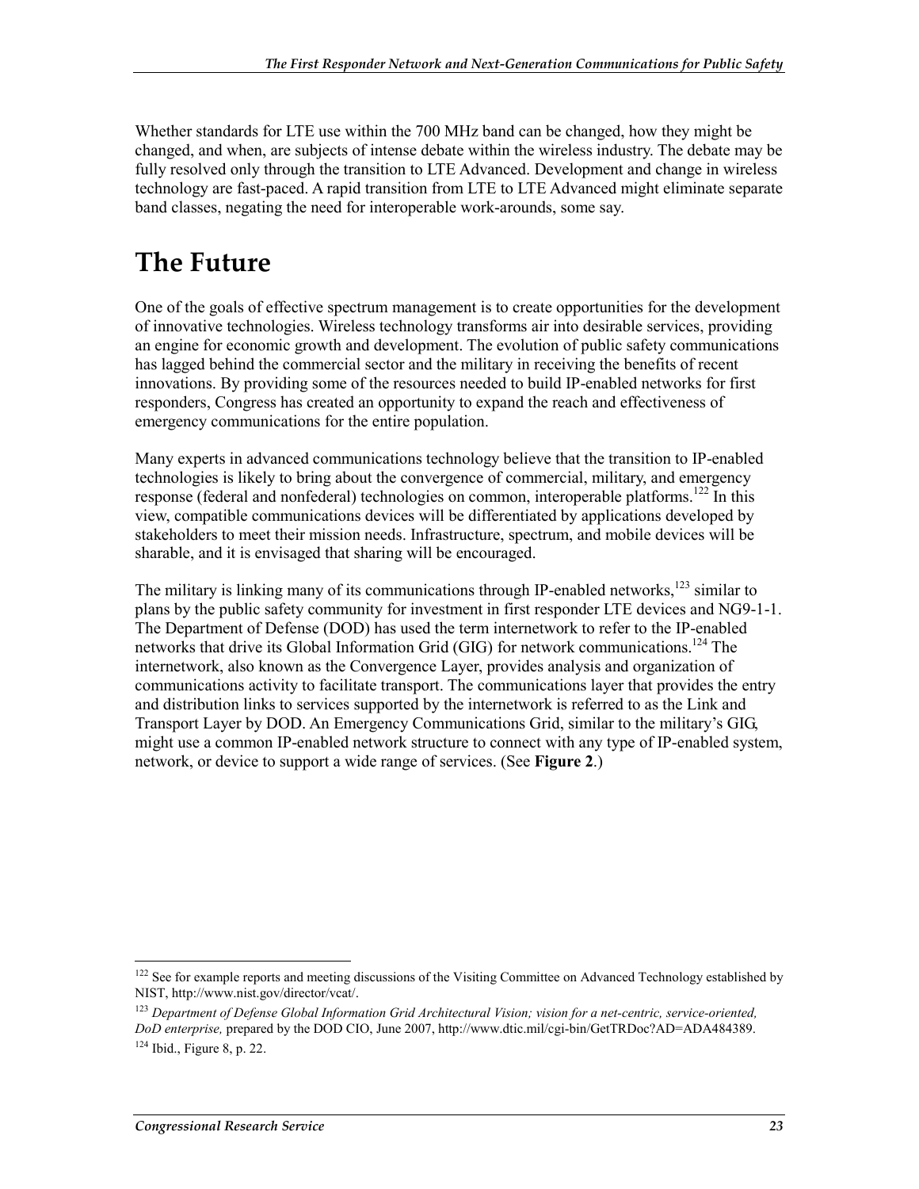Whether standards for LTE use within the 700 MHz band can be changed, how they might be changed, and when, are subjects of intense debate within the wireless industry. The debate may be fully resolved only through the transition to LTE Advanced. Development and change in wireless technology are fast-paced. A rapid transition from LTE to LTE Advanced might eliminate separate band classes, negating the need for interoperable work-arounds, some say.

# The Future

One of the goals of effective spectrum management is to create opportunities for the development of innovative technologies. Wireless technology transforms air into desirable services, providing an engine for economic growth and development. The evolution of public safety communications has lagged behind the commercial sector and the military in receiving the benefits of recent innovations. By providing some of the resources needed to build IP-enabled networks for first responders, Congress has created an opportunity to expand the reach and effectiveness of emergency communications for the entire population.

Many experts in advanced communications technology believe that the transition to IP-enabled technologies is likely to bring about the convergence of commercial, military, and emergency response (federal and nonfederal) technologies on common, interoperable platforms.[122] In this view, compatible communications devices will be differentiated by applications developed by stakeholders to meet their mission needs. Infrastructure, spectrum, and mobile devices will be sharable, and it is envisaged that sharing will be encouraged.

The military is linking many of its communications through IP-enabled networks,[123] similar to plans by the public safety community for investment in first responder LTE devices and NG9-1-1. The Department of Defense (DOD) has used the term internetwork to refer to the IP-enabled networks that drive its Global Information Grid (GIG) for network communications.[124] The internetwork, also known as the Convergence Layer, provides analysis and organization of communications activity to facilitate transport. The communications layer that provides the entry and distribution links to services supported by the internetwork is referred to as the Link and Transport Layer by DOD. An Emergency Communications Grid, similar to the military's GIG, might use a common IP-enabled network structure to connect with any type of IP-enabled system, network, or device to support a wide range of services. (See **Figure 2**.)

---

[122] See for example reports and meeting discussions of the Visiting Committee on Advanced Technology established by NIST, http://www.nist.gov/director/vcat/.

[123] *Department of Defense Global Information Grid Architectural Vision; vision for a net-centric, service-oriented, DoD enterprise,* prepared by the DOD CIO, June 2007, http://www.dtic.mil/cgi-bin/GetTRDoc?AD=ADA484389.

[124] Ibid., Figure 8, p. 22.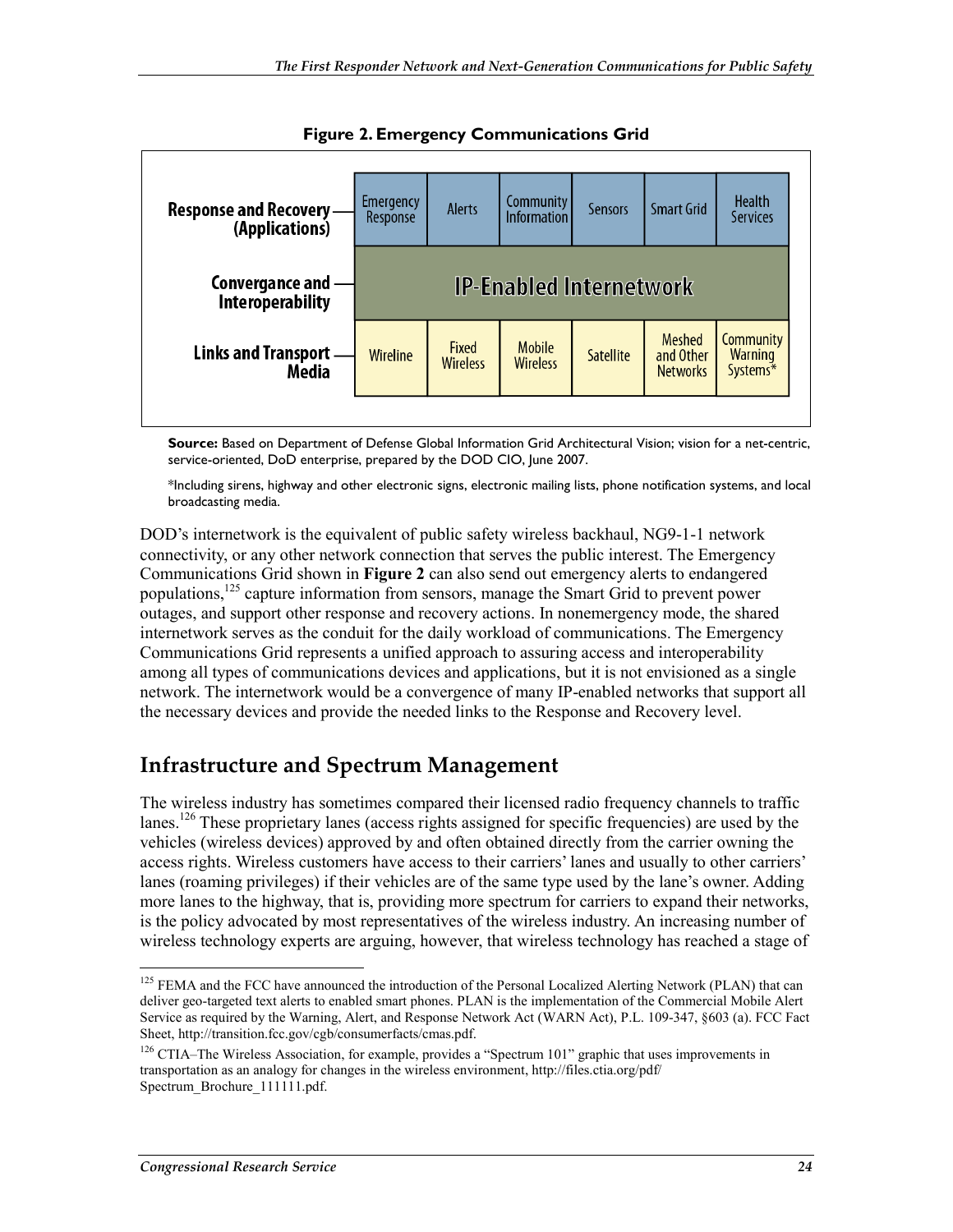**Figure 2. Emergency Communications Grid**

| | | | | | | |
|---|---|---|---|---|---|---|
| **Response and Recovery (Applications)** | Emergency Response | Alerts | Community Information | Sensors | Smart Grid | Health Services |
| **Convergance and Interoperability** | IP-Enabled Internetwork | | | | | |
| **Links and Transport Media** | Wireline | Fixed Wireless | Mobile Wireless | Satellite | Meshed and Other Networks | Community Warning Systems* |

**Source:** Based on Department of Defense Global Information Grid Architectural Vision; vision for a net-centric, service-oriented, DoD enterprise, prepared by the DOD CIO, June 2007.

*Including sirens, highway and other electronic signs, electronic mailing lists, phone notification systems, and local broadcasting media.

DOD's internetwork is the equivalent of public safety wireless backhaul, NG9-1-1 network connectivity, or any other network connection that serves the public interest. The Emergency Communications Grid shown in **Figure 2** can also send out emergency alerts to endangered populations,[125] capture information from sensors, manage the Smart Grid to prevent power outages, and support other response and recovery actions. In nonemergency mode, the shared internetwork serves as the conduit for the daily workload of communications. The Emergency Communications Grid represents a unified approach to assuring access and interoperability among all types of communications devices and applications, but it is not envisioned as a single network. The internetwork would be a convergence of many IP-enabled networks that support all the necessary devices and provide the needed links to the Response and Recovery level.

## Infrastructure and Spectrum Management

The wireless industry has sometimes compared their licensed radio frequency channels to traffic lanes.[126] These proprietary lanes (access rights assigned for specific frequencies) are used by the vehicles (wireless devices) approved by and often obtained directly from the carrier owning the access rights. Wireless customers have access to their carriers' lanes and usually to other carriers' lanes (roaming privileges) if their vehicles are of the same type used by the lane's owner. Adding more lanes to the highway, that is, providing more spectrum for carriers to expand their networks, is the policy advocated by most representatives of the wireless industry. An increasing number of wireless technology experts are arguing, however, that wireless technology has reached a stage of

---

[125] FEMA and the FCC have announced the introduction of the Personal Localized Alerting Network (PLAN) that can deliver geo-targeted text alerts to enabled smart phones. PLAN is the implementation of the Commercial Mobile Alert Service as required by the Warning, Alert, and Response Network Act (WARN Act), P.L. 109-347, §603 (a). FCC Fact Sheet, http://transition.fcc.gov/cgb/consumerfacts/cmas.pdf.

[126] CTIA–The Wireless Association, for example, provides a "Spectrum 101" graphic that uses improvements in transportation as an analogy for changes in the wireless environment, http://files.ctia.org/pdf/Spectrum_Brochure_111111.pdf.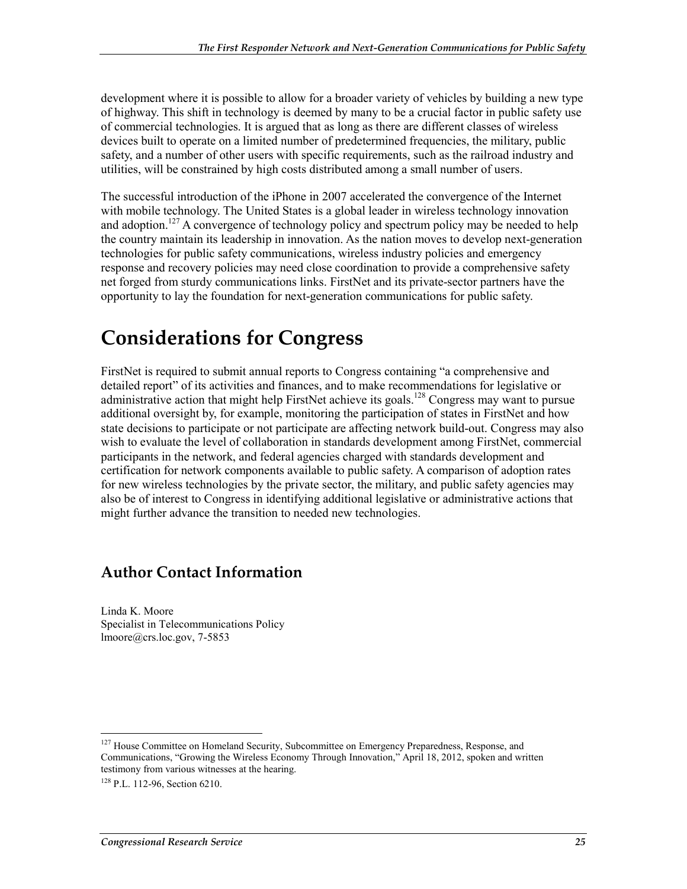development where it is possible to allow for a broader variety of vehicles by building a new type of highway. This shift in technology is deemed by many to be a crucial factor in public safety use of commercial technologies. It is argued that as long as there are different classes of wireless devices built to operate on a limited number of predetermined frequencies, the military, public safety, and a number of other users with specific requirements, such as the railroad industry and utilities, will be constrained by high costs distributed among a small number of users.

The successful introduction of the iPhone in 2007 accelerated the convergence of the Internet with mobile technology. The United States is a global leader in wireless technology innovation and adoption.[127] A convergence of technology policy and spectrum policy may be needed to help the country maintain its leadership in innovation. As the nation moves to develop next-generation technologies for public safety communications, wireless industry policies and emergency response and recovery policies may need close coordination to provide a comprehensive safety net forged from sturdy communications links. FirstNet and its private-sector partners have the opportunity to lay the foundation for next-generation communications for public safety.

# Considerations for Congress

FirstNet is required to submit annual reports to Congress containing "a comprehensive and detailed report" of its activities and finances, and to make recommendations for legislative or administrative action that might help FirstNet achieve its goals.[128] Congress may want to pursue additional oversight by, for example, monitoring the participation of states in FirstNet and how state decisions to participate or not participate are affecting network build-out. Congress may also wish to evaluate the level of collaboration in standards development among FirstNet, commercial participants in the network, and federal agencies charged with standards development and certification for network components available to public safety. A comparison of adoption rates for new wireless technologies by the private sector, the military, and public safety agencies may also be of interest to Congress in identifying additional legislative or administrative actions that might further advance the transition to needed new technologies.

## Author Contact Information

Linda K. Moore
Specialist in Telecommunications Policy
lmoore@crs.loc.gov, 7-5853

---

[127] House Committee on Homeland Security, Subcommittee on Emergency Preparedness, Response, and Communications, "Growing the Wireless Economy Through Innovation," April 18, 2012, spoken and written testimony from various witnesses at the hearing.

[128] P.L. 112-96, Section 6210.